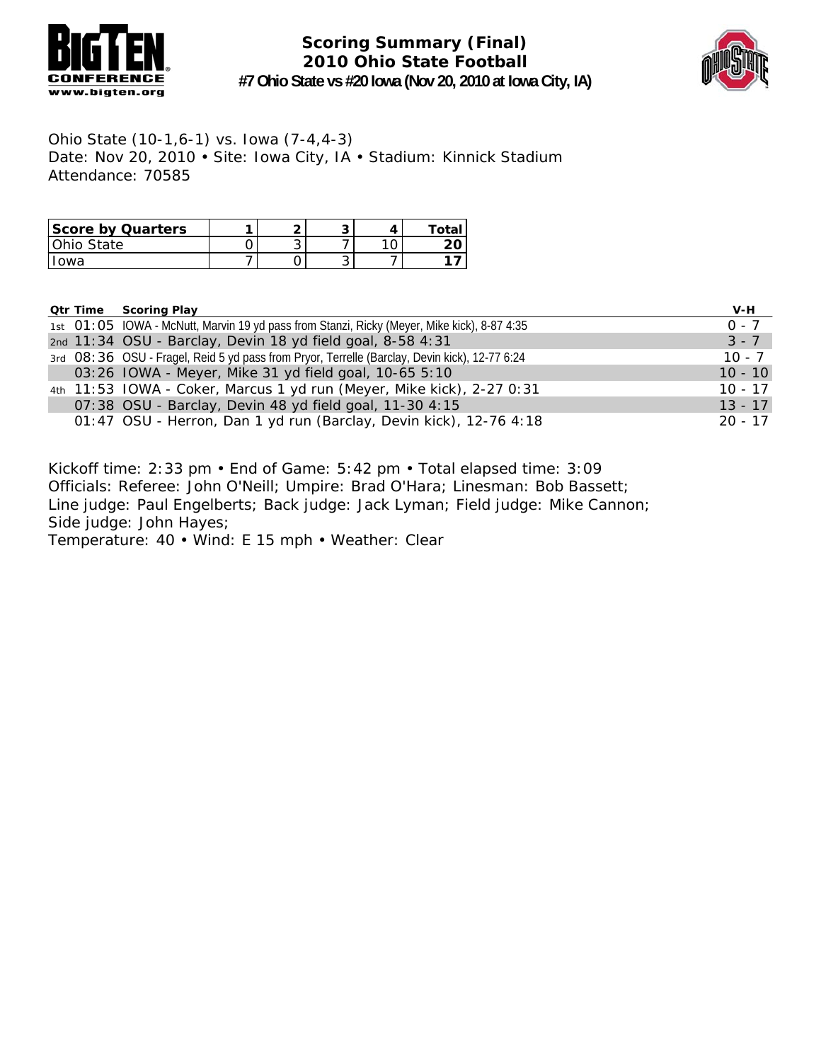# Scoring Summary (Final)
## 2010 Ohio State Football
### #7 Ohio State vs #20 Iowa (Nov 20, 2010 at Iowa City, IA)

Ohio State (10-1,6-1) vs. Iowa (7-4,4-3)
Date: Nov 20, 2010 • Site: Iowa City, IA • Stadium: Kinnick Stadium
Attendance: 70585

| Score by Quarters | 1 | 2 | 3 | 4 | Total |
|---|---|---|---|---|---|
| Ohio State | 0 | 3 | 7 | 10 | **20** |
| Iowa | 7 | 0 | 3 | 7 | **17** |

| Qtr | Time | Scoring Play | V-H |
|---|---|---|---|
| 1st | 01:05 | IOWA - McNutt, Marvin 19 yd pass from Stanzi, Ricky (Meyer, Mike kick), 8-87 4:35 | 0 - 7 |
| 2nd | 11:34 | OSU - Barclay, Devin 18 yd field goal, 8-58 4:31 | 3 - 7 |
| 3rd | 08:36 | OSU - Fragel, Reid 5 yd pass from Pryor, Terrelle (Barclay, Devin kick), 12-77 6:24 | 10 - 7 |
| | 03:26 | IOWA - Meyer, Mike 31 yd field goal, 10-65 5:10 | 10 - 10 |
| 4th | 11:53 | IOWA - Coker, Marcus 1 yd run (Meyer, Mike kick), 2-27 0:31 | 10 - 17 |
| | 07:38 | OSU - Barclay, Devin 48 yd field goal, 11-30 4:15 | 13 - 17 |
| | 01:47 | OSU - Herron, Dan 1 yd run (Barclay, Devin kick), 12-76 4:18 | 20 - 17 |

Kickoff time: 2:33 pm • End of Game: 5:42 pm • Total elapsed time: 3:09
Officials: Referee: John O'Neill; Umpire: Brad O'Hara; Linesman: Bob Bassett;
Line judge: Paul Engelberts; Back judge: Jack Lyman; Field judge: Mike Cannon;
Side judge: John Hayes;
Temperature: 40 • Wind: E 15 mph • Weather: Clear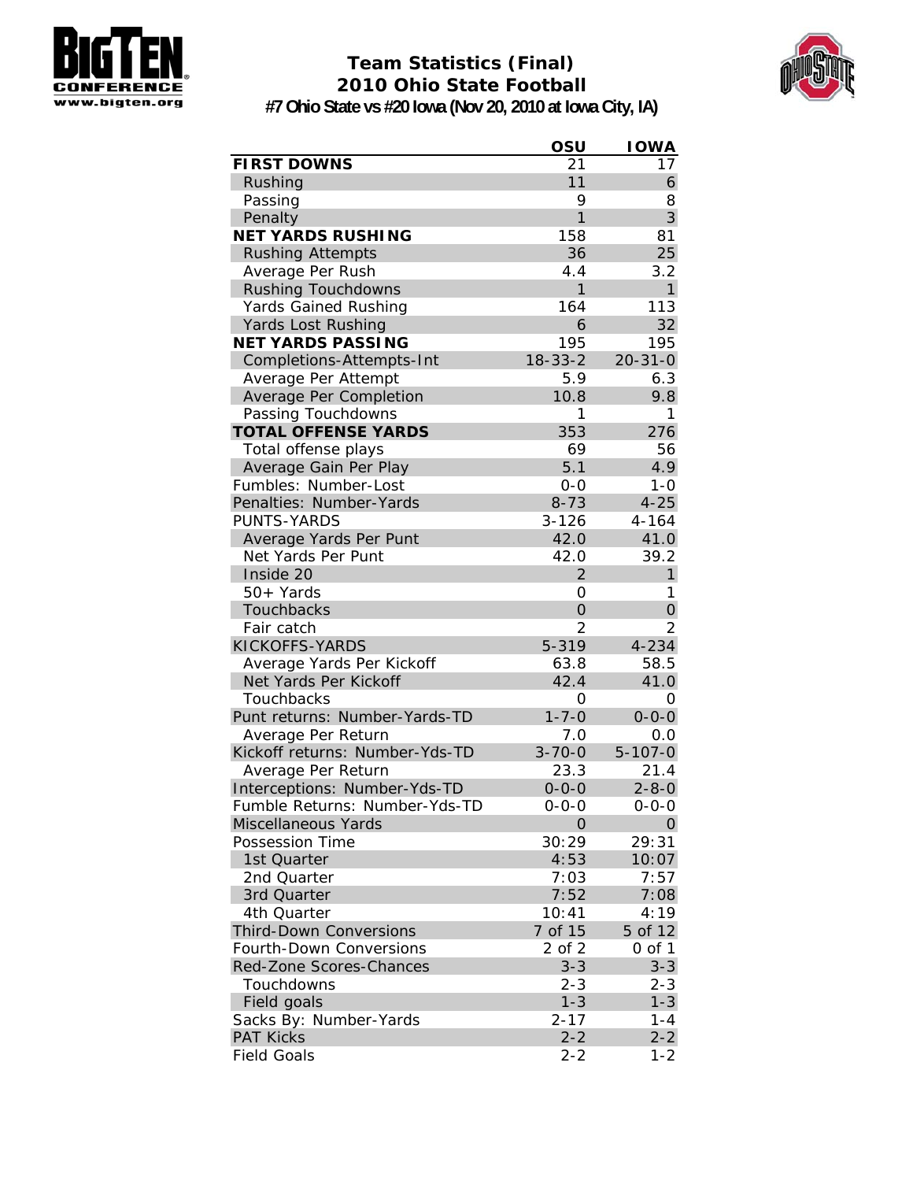# Team Statistics (Final)
## 2010 Ohio State Football
### #7 Ohio State vs #20 Iowa (Nov 20, 2010 at Iowa City, IA)

| | OSU | IOWA |
|---|---|---|
| **FIRST DOWNS** | 21 | 17 |
| Rushing | 11 | 6 |
| Passing | 9 | 8 |
| Penalty | 1 | 3 |
| **NET YARDS RUSHING** | 158 | 81 |
| Rushing Attempts | 36 | 25 |
| Average Per Rush | 4.4 | 3.2 |
| Rushing Touchdowns | 1 | 1 |
| Yards Gained Rushing | 164 | 113 |
| Yards Lost Rushing | 6 | 32 |
| **NET YARDS PASSING** | 195 | 195 |
| Completions-Attempts-Int | 18-33-2 | 20-31-0 |
| Average Per Attempt | 5.9 | 6.3 |
| Average Per Completion | 10.8 | 9.8 |
| Passing Touchdowns | 1 | 1 |
| **TOTAL OFFENSE YARDS** | 353 | 276 |
| Total offense plays | 69 | 56 |
| Average Gain Per Play | 5.1 | 4.9 |
| Fumbles: Number-Lost | 0-0 | 1-0 |
| Penalties: Number-Yards | 8-73 | 4-25 |
| PUNTS-YARDS | 3-126 | 4-164 |
| Average Yards Per Punt | 42.0 | 41.0 |
| Net Yards Per Punt | 42.0 | 39.2 |
| Inside 20 | 2 | 1 |
| 50+ Yards | 0 | 1 |
| Touchbacks | 0 | 0 |
| Fair catch | 2 | 2 |
| KICKOFFS-YARDS | 5-319 | 4-234 |
| Average Yards Per Kickoff | 63.8 | 58.5 |
| Net Yards Per Kickoff | 42.4 | 41.0 |
| Touchbacks | 0 | 0 |
| Punt returns: Number-Yards-TD | 1-7-0 | 0-0-0 |
| Average Per Return | 7.0 | 0.0 |
| Kickoff returns: Number-Yds-TD | 3-70-0 | 5-107-0 |
| Average Per Return | 23.3 | 21.4 |
| Interceptions: Number-Yds-TD | 0-0-0 | 2-8-0 |
| Fumble Returns: Number-Yds-TD | 0-0-0 | 0-0-0 |
| Miscellaneous Yards | 0 | 0 |
| Possession Time | 30:29 | 29:31 |
| 1st Quarter | 4:53 | 10:07 |
| 2nd Quarter | 7:03 | 7:57 |
| 3rd Quarter | 7:52 | 7:08 |
| 4th Quarter | 10:41 | 4:19 |
| Third-Down Conversions | 7 of 15 | 5 of 12 |
| Fourth-Down Conversions | 2 of 2 | 0 of 1 |
| Red-Zone Scores-Chances | 3-3 | 3-3 |
| Touchdowns | 2-3 | 2-3 |
| Field goals | 1-3 | 1-3 |
| Sacks By: Number-Yards | 2-17 | 1-4 |
| PAT Kicks | 2-2 | 2-2 |
| Field Goals | 2-2 | 1-2 |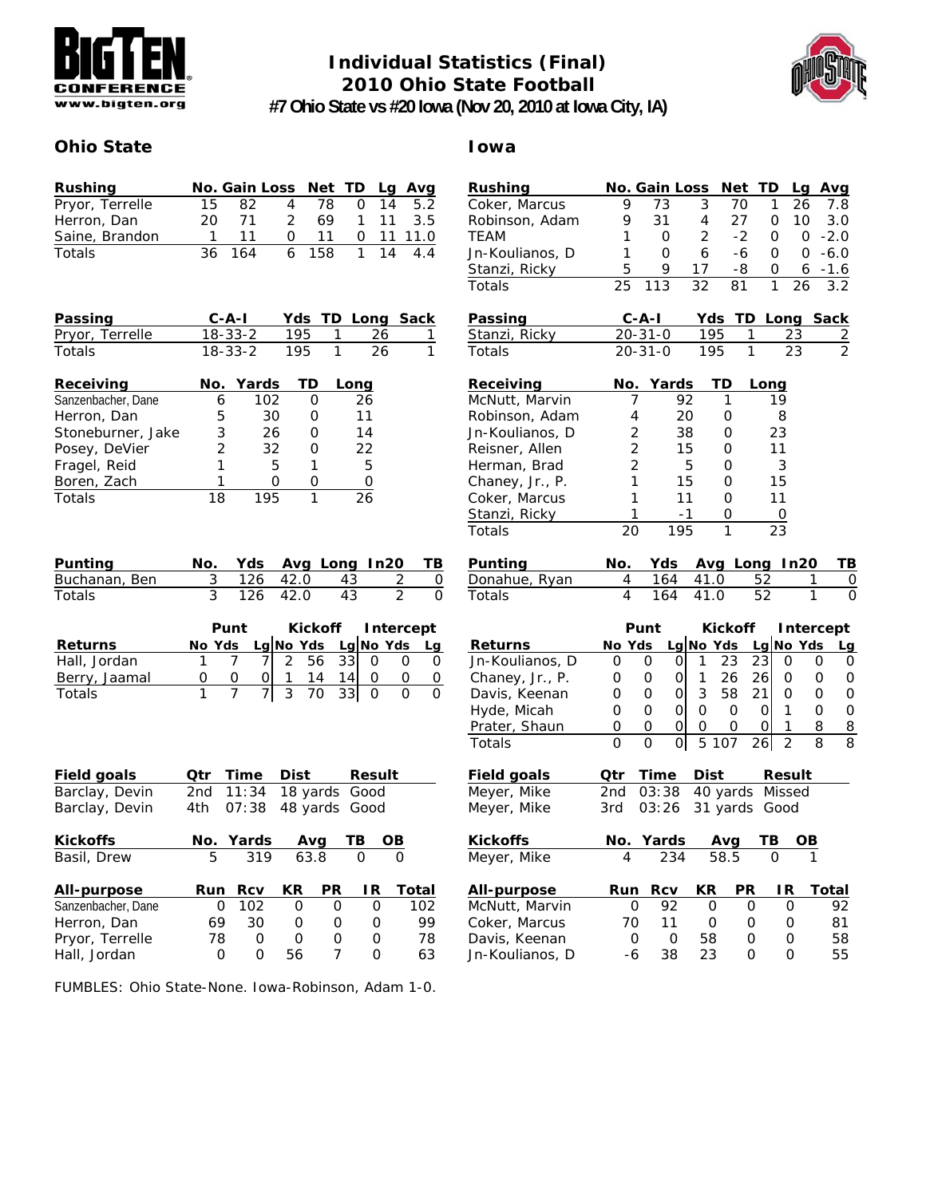# Individual Statistics (Final)
## 2010 Ohio State Football
### #7 Ohio State vs #20 Iowa (Nov 20, 2010 at Iowa City, IA)

## Ohio State

| Rushing | No. | Gain | Loss | Net | TD | Lg | Avg |
|---|---|---|---|---|---|---|---|
| Pryor, Terrelle | 15 | 82 | 4 | 78 | 0 | 14 | 5.2 |
| Herron, Dan | 20 | 71 | 2 | 69 | 1 | 11 | 3.5 |
| Saine, Brandon | 1 | 11 | 0 | 11 | 0 | 11 | 11.0 |
| Totals | 36 | 164 | 6 | 158 | 1 | 14 | 4.4 |

| Passing | C-A-I | Yds | TD | Long | Sack |
|---|---|---|---|---|---|
| Pryor, Terrelle | 18-33-2 | 195 | 1 | 26 | 1 |
| Totals | 18-33-2 | 195 | 1 | 26 | 1 |

| Receiving | No. | Yards | TD | Long |
|---|---|---|---|---|
| Sanzenbacher, Dane | 6 | 102 | 0 | 26 |
| Herron, Dan | 5 | 30 | 0 | 11 |
| Stoneburner, Jake | 3 | 26 | 0 | 14 |
| Posey, DeVier | 2 | 32 | 0 | 22 |
| Fragel, Reid | 1 | 5 | 1 | 5 |
| Boren, Zach | 1 | 0 | 0 | 0 |
| Totals | 18 | 195 | 1 | 26 |

| Punting | No. | Yds | Avg | Long | In20 | TB |
|---|---|---|---|---|---|---|
| Buchanan, Ben | 3 | 126 | 42.0 | 43 | 2 | 0 |
| Totals | 3 | 126 | 42.0 | 43 | 2 | 0 |

| | Punt | | | Kickoff | | | Intercept | | |
|---|---|---|---|---|---|---|---|---|---|
| Returns | No | Yds | Lg | No | Yds | Lg | No | Yds | Lg |
| Hall, Jordan | 1 | 7 | 7 | 2 | 56 | 33 | 0 | 0 | 0 |
| Berry, Jaamal | 0 | 0 | 0 | 1 | 14 | 14 | 0 | 0 | 0 |
| Totals | 1 | 7 | 7 | 3 | 70 | 33 | 0 | 0 | 0 |

| Field goals | Qtr | Time | Dist | Result |
|---|---|---|---|---|
| Barclay, Devin | 2nd | 11:34 | 18 yards | Good |
| Barclay, Devin | 4th | 07:38 | 48 yards | Good |

| Kickoffs | No. | Yards | Avg | TB | OB |
|---|---|---|---|---|---|
| Basil, Drew | 5 | 319 | 63.8 | 0 | 0 |

| All-purpose | Run | Rcv | KR | PR | IR | Total |
|---|---|---|---|---|---|---|
| Sanzenbacher, Dane | 0 | 102 | 0 | 0 | 0 | 102 |
| Herron, Dan | 69 | 30 | 0 | 0 | 0 | 99 |
| Pryor, Terrelle | 78 | 0 | 0 | 0 | 0 | 78 |
| Hall, Jordan | 0 | 0 | 56 | 7 | 0 | 63 |

## Iowa

| Rushing | No. | Gain | Loss | Net | TD | Lg | Avg |
|---|---|---|---|---|---|---|---|
| Coker, Marcus | 9 | 73 | 3 | 70 | 1 | 26 | 7.8 |
| Robinson, Adam | 9 | 31 | 4 | 27 | 0 | 10 | 3.0 |
| TEAM | 1 | 0 | 2 | -2 | 0 | 0 | -2.0 |
| Jn-Koulianos, D | 1 | 0 | 6 | -6 | 0 | 0 | -6.0 |
| Stanzi, Ricky | 5 | 9 | 17 | -8 | 0 | 6 | -1.6 |
| Totals | 25 | 113 | 32 | 81 | 1 | 26 | 3.2 |

| Passing | C-A-I | Yds | TD | Long | Sack |
|---|---|---|---|---|---|
| Stanzi, Ricky | 20-31-0 | 195 | 1 | 23 | 2 |
| Totals | 20-31-0 | 195 | 1 | 23 | 2 |

| Receiving | No. | Yards | TD | Long |
|---|---|---|---|---|
| McNutt, Marvin | 7 | 92 | 1 | 19 |
| Robinson, Adam | 4 | 20 | 0 | 8 |
| Jn-Koulianos, D | 2 | 38 | 0 | 23 |
| Reisner, Allen | 2 | 15 | 0 | 11 |
| Herman, Brad | 2 | 5 | 0 | 3 |
| Chaney, Jr., P. | 1 | 15 | 0 | 15 |
| Coker, Marcus | 1 | 11 | 0 | 11 |
| Stanzi, Ricky | 1 | -1 | 0 | 0 |
| Totals | 20 | 195 | 1 | 23 |

| Punting | No. | Yds | Avg | Long | In20 | TB |
|---|---|---|---|---|---|---|
| Donahue, Ryan | 4 | 164 | 41.0 | 52 | 1 | 0 |
| Totals | 4 | 164 | 41.0 | 52 | 1 | 0 |

| | Punt | | | Kickoff | | | Intercept | | |
|---|---|---|---|---|---|---|---|---|---|
| Returns | No | Yds | Lg | No | Yds | Lg | No | Yds | Lg |
| Jn-Koulianos, D | 0 | 0 | 0 | 1 | 23 | 23 | 0 | 0 | 0 |
| Chaney, Jr., P. | 0 | 0 | 0 | 1 | 26 | 26 | 0 | 0 | 0 |
| Davis, Keenan | 0 | 0 | 0 | 3 | 58 | 21 | 0 | 0 | 0 |
| Hyde, Micah | 0 | 0 | 0 | 0 | 0 | 0 | 1 | 0 | 0 |
| Prater, Shaun | 0 | 0 | 0 | 0 | 0 | 0 | 1 | 8 | 8 |
| Totals | 0 | 0 | 0 | 5 | 107 | 26 | 2 | 8 | 8 |

| Field goals | Qtr | Time | Dist | Result |
|---|---|---|---|---|
| Meyer, Mike | 2nd | 03:38 | 40 yards | Missed |
| Meyer, Mike | 3rd | 03:26 | 31 yards | Good |

| Kickoffs | No. | Yards | Avg | TB | OB |
|---|---|---|---|---|---|
| Meyer, Mike | 4 | 234 | 58.5 | 0 | 1 |

| All-purpose | Run | Rcv | KR | PR | IR | Total |
|---|---|---|---|---|---|---|
| McNutt, Marvin | 0 | 92 | 0 | 0 | 0 | 92 |
| Coker, Marcus | 70 | 11 | 0 | 0 | 0 | 81 |
| Davis, Keenan | 0 | 0 | 58 | 0 | 0 | 58 |
| Jn-Koulianos, D | -6 | 38 | 23 | 0 | 0 | 55 |

FUMBLES: Ohio State-None. Iowa-Robinson, Adam 1-0.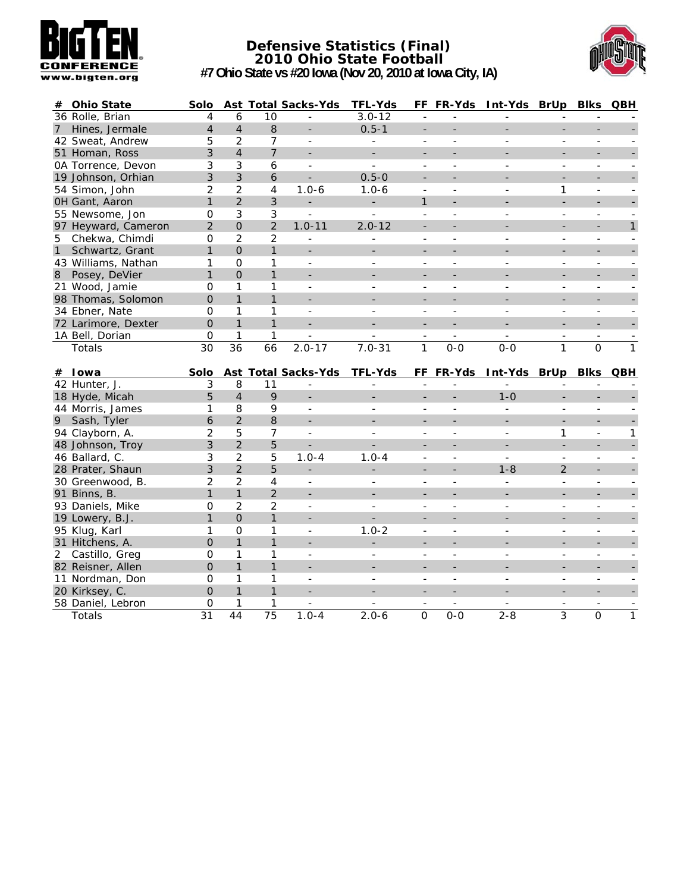# Defensive Statistics (Final)
## 2010 Ohio State Football
### #7 Ohio State vs #20 Iowa (Nov 20, 2010 at Iowa City, IA)

| # | Ohio State | Solo | Ast | Total | Sacks-Yds | TFL-Yds | FF | FR-Yds | Int-Yds | BrUp | Blks | QBH |
|---|---|---|---|---|---|---|---|---|---|---|---|---|
| 36 | Rolle, Brian | 4 | 6 | 10 | - | 3.0-12 | - | - | - | - | - | - |
| 7 | Hines, Jermale | 4 | 4 | 8 | - | 0.5-1 | - | - | - | - | - | - |
| 42 | Sweat, Andrew | 5 | 2 | 7 | - | - | - | - | - | - | - | - |
| 51 | Homan, Ross | 3 | 4 | 7 | - | - | - | - | - | - | - | - |
| 0A | Torrence, Devon | 3 | 3 | 6 | - | - | - | - | - | - | - | - |
| 19 | Johnson, Orhian | 3 | 3 | 6 | - | 0.5-0 | - | - | - | - | - | - |
| 54 | Simon, John | 2 | 2 | 4 | 1.0-6 | 1.0-6 | - | - | - | 1 | - | - |
| 0H | Gant, Aaron | 1 | 2 | 3 | - | - | 1 | - | - | - | - | - |
| 55 | Newsome, Jon | 0 | 3 | 3 | - | - | - | - | - | - | - | - |
| 97 | Heyward, Cameron | 2 | 0 | 2 | 1.0-11 | 2.0-12 | - | - | - | - | - | 1 |
| 5 | Chekwa, Chimdi | 0 | 2 | 2 | - | - | - | - | - | - | - | - |
| 1 | Schwartz, Grant | 1 | 0 | 1 | - | - | - | - | - | - | - | - |
| 43 | Williams, Nathan | 1 | 0 | 1 | - | - | - | - | - | - | - | - |
| 8 | Posey, DeVier | 1 | 0 | 1 | - | - | - | - | - | - | - | - |
| 21 | Wood, Jamie | 0 | 1 | 1 | - | - | - | - | - | - | - | - |
| 98 | Thomas, Solomon | 0 | 1 | 1 | - | - | - | - | - | - | - | - |
| 34 | Ebner, Nate | 0 | 1 | 1 | - | - | - | - | - | - | - | - |
| 72 | Larimore, Dexter | 0 | 1 | 1 | - | - | - | - | - | - | - | - |
| 1A | Bell, Dorian | 0 | 1 | 1 | - | - | - | - | - | - | - | - |
| | Totals | 30 | 36 | 66 | 2.0-17 | 7.0-31 | 1 | 0-0 | 0-0 | 1 | 0 | 1 |

| # | Iowa | Solo | Ast | Total | Sacks-Yds | TFL-Yds | FF | FR-Yds | Int-Yds | BrUp | Blks | QBH |
|---|---|---|---|---|---|---|---|---|---|---|---|---|
| 42 | Hunter, J. | 3 | 8 | 11 | - | - | - | - | - | - | - | - |
| 18 | Hyde, Micah | 5 | 4 | 9 | - | - | - | - | 1-0 | - | - | - |
| 44 | Morris, James | 1 | 8 | 9 | - | - | - | - | - | - | - | - |
| 9 | Sash, Tyler | 6 | 2 | 8 | - | - | - | - | - | - | - | - |
| 94 | Clayborn, A. | 2 | 5 | 7 | - | - | - | - | - | 1 | - | 1 |
| 48 | Johnson, Troy | 3 | 2 | 5 | - | - | - | - | - | - | - | - |
| 46 | Ballard, C. | 3 | 2 | 5 | 1.0-4 | 1.0-4 | - | - | - | - | - | - |
| 28 | Prater, Shaun | 3 | 2 | 5 | - | - | - | - | 1-8 | 2 | - | - |
| 30 | Greenwood, B. | 2 | 2 | 4 | - | - | - | - | - | - | - | - |
| 91 | Binns, B. | 1 | 1 | 2 | - | - | - | - | - | - | - | - |
| 93 | Daniels, Mike | 0 | 2 | 2 | - | - | - | - | - | - | - | - |
| 19 | Lowery, B.J. | 1 | 0 | 1 | - | - | - | - | - | - | - | - |
| 95 | Klug, Karl | 1 | 0 | 1 | - | 1.0-2 | - | - | - | - | - | - |
| 31 | Hitchens, A. | 0 | 1 | 1 | - | - | - | - | - | - | - | - |
| 2 | Castillo, Greg | 0 | 1 | 1 | - | - | - | - | - | - | - | - |
| 82 | Reisner, Allen | 0 | 1 | 1 | - | - | - | - | - | - | - | - |
| 11 | Nordman, Don | 0 | 1 | 1 | - | - | - | - | - | - | - | - |
| 20 | Kirksey, C. | 0 | 1 | 1 | - | - | - | - | - | - | - | - |
| 58 | Daniel, Lebron | 0 | 1 | 1 | - | - | - | - | - | - | - | - |
| | Totals | 31 | 44 | 75 | 1.0-4 | 2.0-6 | 0 | 0-0 | 2-8 | 3 | 0 | 1 |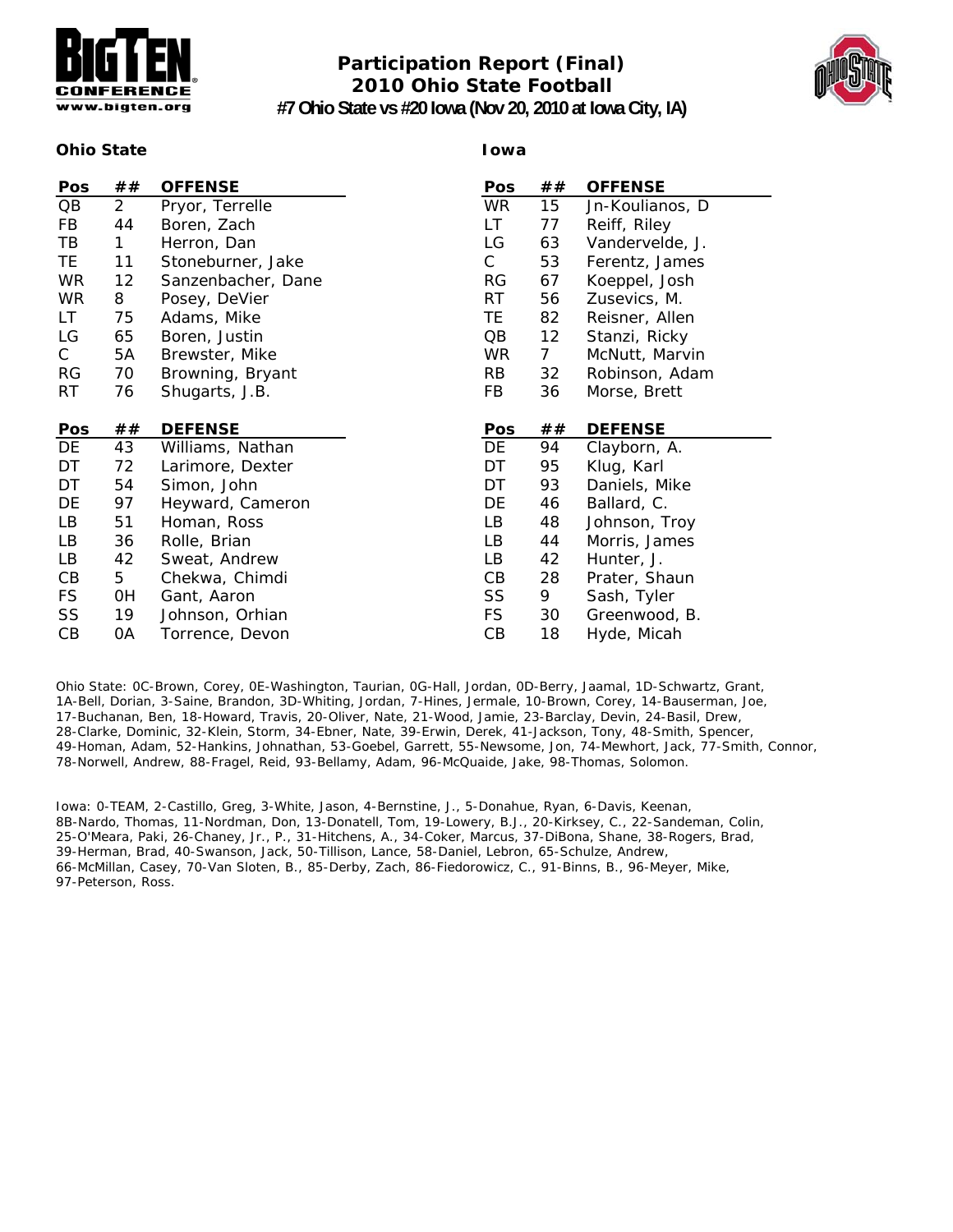# Participation Report (Final)
## 2010 Ohio State Football
### #7 Ohio State vs #20 Iowa (Nov 20, 2010 at Iowa City, IA)

**Ohio State**

| Pos | ## | OFFENSE |
|---|---|---|
| QB | 2 | Pryor, Terrelle |
| FB | 44 | Boren, Zach |
| TB | 1 | Herron, Dan |
| TE | 11 | Stoneburner, Jake |
| WR | 12 | Sanzenbacher, Dane |
| WR | 8 | Posey, DeVier |
| LT | 75 | Adams, Mike |
| LG | 65 | Boren, Justin |
| C | 5A | Brewster, Mike |
| RG | 70 | Browning, Bryant |
| RT | 76 | Shugarts, J.B. |

| Pos | ## | DEFENSE |
|---|---|---|
| DE | 43 | Williams, Nathan |
| DT | 72 | Larimore, Dexter |
| DT | 54 | Simon, John |
| DE | 97 | Heyward, Cameron |
| LB | 51 | Homan, Ross |
| LB | 36 | Rolle, Brian |
| LB | 42 | Sweat, Andrew |
| CB | 5 | Chekwa, Chimdi |
| FS | 0H | Gant, Aaron |
| SS | 19 | Johnson, Orhian |
| CB | 0A | Torrence, Devon |

**Iowa**

| Pos | ## | OFFENSE |
|---|---|---|
| WR | 15 | Jn-Koulianos, D |
| LT | 77 | Reiff, Riley |
| LG | 63 | Vandervelde, J. |
| C | 53 | Ferentz, James |
| RG | 67 | Koeppel, Josh |
| RT | 56 | Zusevics, M. |
| TE | 82 | Reisner, Allen |
| QB | 12 | Stanzi, Ricky |
| WR | 7 | McNutt, Marvin |
| RB | 32 | Robinson, Adam |
| FB | 36 | Morse, Brett |

| Pos | ## | DEFENSE |
|---|---|---|
| DE | 94 | Clayborn, A. |
| DT | 95 | Klug, Karl |
| DT | 93 | Daniels, Mike |
| DE | 46 | Ballard, C. |
| LB | 48 | Johnson, Troy |
| LB | 44 | Morris, James |
| LB | 42 | Hunter, J. |
| CB | 28 | Prater, Shaun |
| SS | 9 | Sash, Tyler |
| FS | 30 | Greenwood, B. |
| CB | 18 | Hyde, Micah |

Ohio State: 0C-Brown, Corey, 0E-Washington, Taurian, 0G-Hall, Jordan, 0D-Berry, Jaamal, 1D-Schwartz, Grant, 1A-Bell, Dorian, 3-Saine, Brandon, 3D-Whiting, Jordan, 7-Hines, Jermale, 10-Brown, Corey, 14-Bauserman, Joe, 17-Buchanan, Ben, 18-Howard, Travis, 20-Oliver, Nate, 21-Wood, Jamie, 23-Barclay, Devin, 24-Basil, Drew, 28-Clarke, Dominic, 32-Klein, Storm, 34-Ebner, Nate, 39-Erwin, Derek, 41-Jackson, Tony, 48-Smith, Spencer, 49-Homan, Adam, 52-Hankins, Johnathan, 53-Goebel, Garrett, 55-Newsome, Jon, 74-Mewhort, Jack, 77-Smith, Connor, 78-Norwell, Andrew, 88-Fragel, Reid, 93-Bellamy, Adam, 96-McQuaide, Jake, 98-Thomas, Solomon.

Iowa: 0-TEAM, 2-Castillo, Greg, 3-White, Jason, 4-Bernstine, J., 5-Donahue, Ryan, 6-Davis, Keenan, 8B-Nardo, Thomas, 11-Nordman, Don, 13-Donatell, Tom, 19-Lowery, B.J., 20-Kirksey, C., 22-Sandeman, Colin, 25-O'Meara, Paki, 26-Chaney, Jr., P., 31-Hitchens, A., 34-Coker, Marcus, 37-DiBona, Shane, 38-Rogers, Brad, 39-Herman, Brad, 40-Swanson, Jack, 50-Tillison, Lance, 58-Daniel, Lebron, 65-Schulze, Andrew, 66-McMillan, Casey, 70-Van Sloten, B., 85-Derby, Zach, 86-Fiedorowicz, C., 91-Binns, B., 96-Meyer, Mike, 97-Peterson, Ross.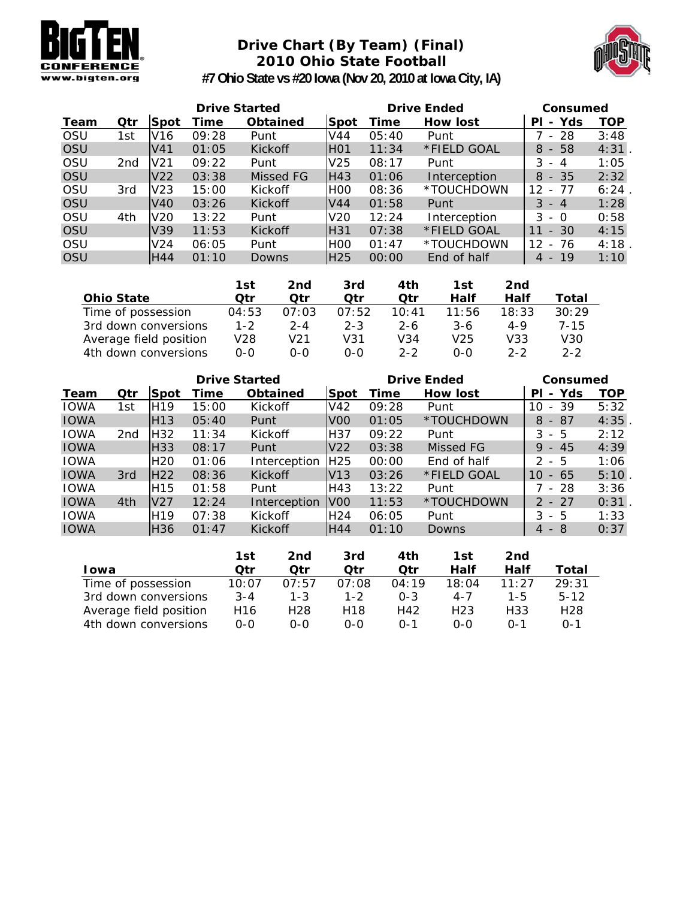# Drive Chart (By Team) (Final)
## 2010 Ohio State Football
### #7 Ohio State vs #20 Iowa (Nov 20, 2010 at Iowa City, IA)

| | | Drive Started | | | Drive Ended | | | Consumed | |
|---|---|---|---|---|---|---|---|---|---|
| Team | Qtr | Spot | Time | Obtained | Spot | Time | How lost | Pl - Yds | TOP |
| OSU | 1st | V16 | 09:28 | Punt | V44 | 05:40 | Punt | 7 - 28 | 3:48 |
| OSU | | V41 | 01:05 | Kickoff | H01 | 11:34 | *FIELD GOAL | 8 - 58 | 4:31 . |
| OSU | 2nd | V21 | 09:22 | Punt | V25 | 08:17 | Punt | 3 - 4 | 1:05 |
| OSU | | V22 | 03:38 | Missed FG | H43 | 01:06 | Interception | 8 - 35 | 2:32 |
| OSU | 3rd | V23 | 15:00 | Kickoff | H00 | 08:36 | *TOUCHDOWN | 12 - 77 | 6:24 . |
| OSU | | V40 | 03:26 | Kickoff | V44 | 01:58 | Punt | 3 - 4 | 1:28 |
| OSU | 4th | V20 | 13:22 | Punt | V20 | 12:24 | Interception | 3 - 0 | 0:58 |
| OSU | | V39 | 11:53 | Kickoff | H31 | 07:38 | *FIELD GOAL | 11 - 30 | 4:15 |
| OSU | | V24 | 06:05 | Punt | H00 | 01:47 | *TOUCHDOWN | 12 - 76 | 4:18 . |
| OSU | | H44 | 01:10 | Downs | H25 | 00:00 | End of half | 4 - 19 | 1:10 |

| Ohio State | 1st Qtr | 2nd Qtr | 3rd Qtr | 4th Qtr | 1st Half | 2nd Half | Total |
|---|---|---|---|---|---|---|---|
| Time of possession | 04:53 | 07:03 | 07:52 | 10:41 | 11:56 | 18:33 | 30:29 |
| 3rd down conversions | 1-2 | 2-4 | 2-3 | 2-6 | 3-6 | 4-9 | 7-15 |
| Average field position | V28 | V21 | V31 | V34 | V25 | V33 | V30 |
| 4th down conversions | 0-0 | 0-0 | 0-0 | 2-2 | 0-0 | 2-2 | 2-2 |

| | | Drive Started | | | Drive Ended | | | Consumed | |
|---|---|---|---|---|---|---|---|---|---|
| Team | Qtr | Spot | Time | Obtained | Spot | Time | How lost | Pl - Yds | TOP |
| IOWA | 1st | H19 | 15:00 | Kickoff | V42 | 09:28 | Punt | 10 - 39 | 5:32 |
| IOWA | | H13 | 05:40 | Punt | V00 | 01:05 | *TOUCHDOWN | 8 - 87 | 4:35 . |
| IOWA | 2nd | H32 | 11:34 | Kickoff | H37 | 09:22 | Punt | 3 - 5 | 2:12 |
| IOWA | | H33 | 08:17 | Punt | V22 | 03:38 | Missed FG | 9 - 45 | 4:39 |
| IOWA | | H20 | 01:06 | Interception | H25 | 00:00 | End of half | 2 - 5 | 1:06 |
| IOWA | 3rd | H22 | 08:36 | Kickoff | V13 | 03:26 | *FIELD GOAL | 10 - 65 | 5:10 . |
| IOWA | | H15 | 01:58 | Punt | H43 | 13:22 | Punt | 7 - 28 | 3:36 |
| IOWA | 4th | V27 | 12:24 | Interception | V00 | 11:53 | *TOUCHDOWN | 2 - 27 | 0:31 . |
| IOWA | | H19 | 07:38 | Kickoff | H24 | 06:05 | Punt | 3 - 5 | 1:33 |
| IOWA | | H36 | 01:47 | Kickoff | H44 | 01:10 | Downs | 4 - 8 | 0:37 |

| Iowa | 1st Qtr | 2nd Qtr | 3rd Qtr | 4th Qtr | 1st Half | 2nd Half | Total |
|---|---|---|---|---|---|---|---|
| Time of possession | 10:07 | 07:57 | 07:08 | 04:19 | 18:04 | 11:27 | 29:31 |
| 3rd down conversions | 3-4 | 1-3 | 1-2 | 0-3 | 4-7 | 1-5 | 5-12 |
| Average field position | H16 | H28 | H18 | H42 | H23 | H33 | H28 |
| 4th down conversions | 0-0 | 0-0 | 0-0 | 0-1 | 0-0 | 0-1 | 0-1 |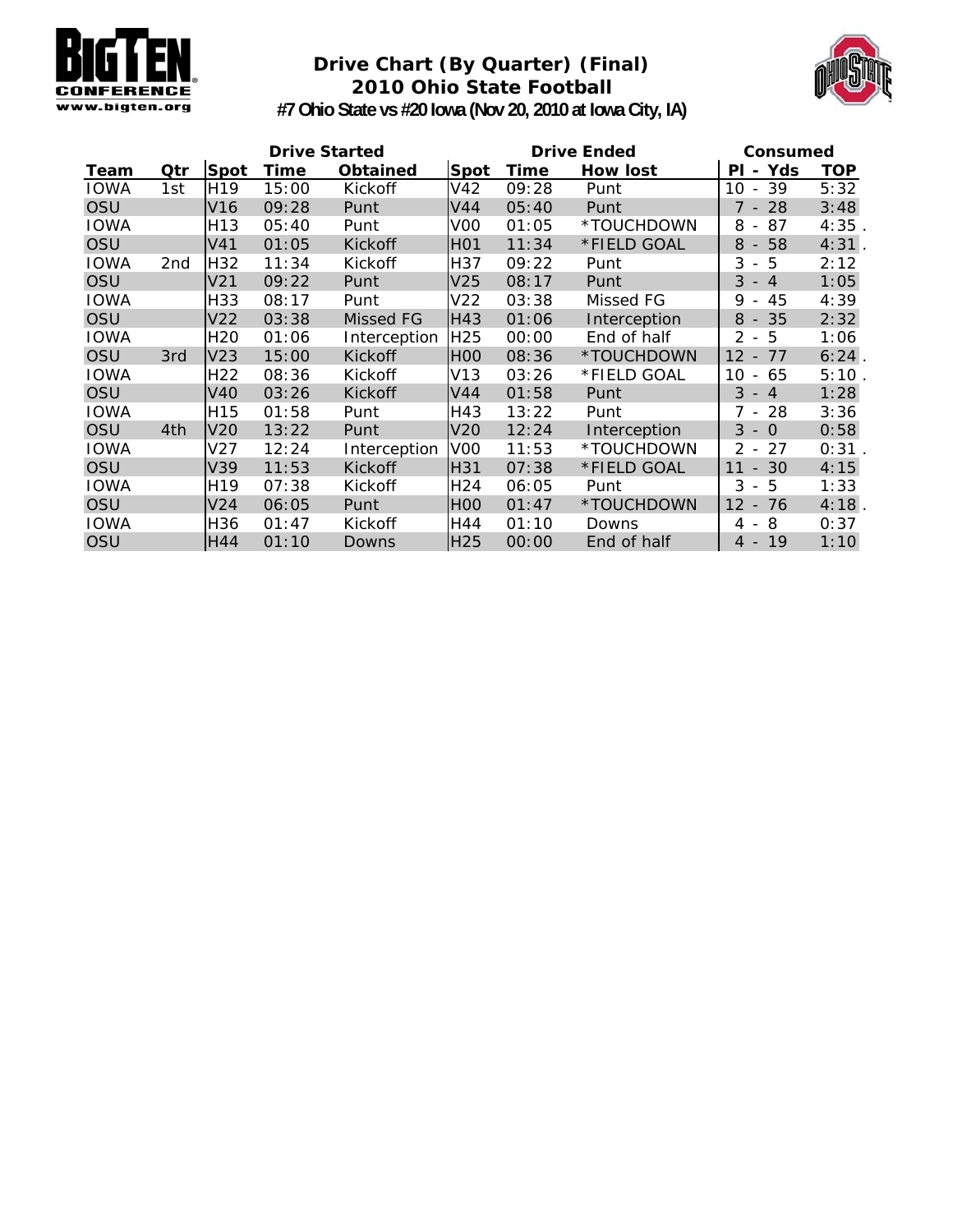# Drive Chart (By Quarter) (Final)
## 2010 Ohio State Football
### #7 Ohio State vs #20 Iowa (Nov 20, 2010 at Iowa City, IA)

| | | Drive Started | | | Drive Ended | | | Consumed | |
|---|---|---|---|---|---|---|---|---|---|
| **Team** | **Qtr** | **Spot** | **Time** | **Obtained** | **Spot** | **Time** | **How lost** | **Pl - Yds** | **TOP** |
| IOWA | 1st | H19 | 15:00 | Kickoff | V42 | 09:28 | Punt | 10 - 39 | 5:32 |
| OSU | | V16 | 09:28 | Punt | V44 | 05:40 | Punt | 7 - 28 | 3:48 |
| IOWA | | H13 | 05:40 | Punt | V00 | 01:05 | *TOUCHDOWN | 8 - 87 | 4:35 . |
| OSU | | V41 | 01:05 | Kickoff | H01 | 11:34 | *FIELD GOAL | 8 - 58 | 4:31 . |
| IOWA | 2nd | H32 | 11:34 | Kickoff | H37 | 09:22 | Punt | 3 - 5 | 2:12 |
| OSU | | V21 | 09:22 | Punt | V25 | 08:17 | Punt | 3 - 4 | 1:05 |
| IOWA | | H33 | 08:17 | Punt | V22 | 03:38 | Missed FG | 9 - 45 | 4:39 |
| OSU | | V22 | 03:38 | Missed FG | H43 | 01:06 | Interception | 8 - 35 | 2:32 |
| IOWA | | H20 | 01:06 | Interception | H25 | 00:00 | End of half | 2 - 5 | 1:06 |
| OSU | 3rd | V23 | 15:00 | Kickoff | H00 | 08:36 | *TOUCHDOWN | 12 - 77 | 6:24 . |
| IOWA | | H22 | 08:36 | Kickoff | V13 | 03:26 | *FIELD GOAL | 10 - 65 | 5:10 . |
| OSU | | V40 | 03:26 | Kickoff | V44 | 01:58 | Punt | 3 - 4 | 1:28 |
| IOWA | | H15 | 01:58 | Punt | H43 | 13:22 | Punt | 7 - 28 | 3:36 |
| OSU | 4th | V20 | 13:22 | Punt | V20 | 12:24 | Interception | 3 - 0 | 0:58 |
| IOWA | | V27 | 12:24 | Interception | V00 | 11:53 | *TOUCHDOWN | 2 - 27 | 0:31 . |
| OSU | | V39 | 11:53 | Kickoff | H31 | 07:38 | *FIELD GOAL | 11 - 30 | 4:15 |
| IOWA | | H19 | 07:38 | Kickoff | H24 | 06:05 | Punt | 3 - 5 | 1:33 |
| OSU | | V24 | 06:05 | Punt | H00 | 01:47 | *TOUCHDOWN | 12 - 76 | 4:18 . |
| IOWA | | H36 | 01:47 | Kickoff | H44 | 01:10 | Downs | 4 - 8 | 0:37 |
| OSU | | H44 | 01:10 | Downs | H25 | 00:00 | End of half | 4 - 19 | 1:10 |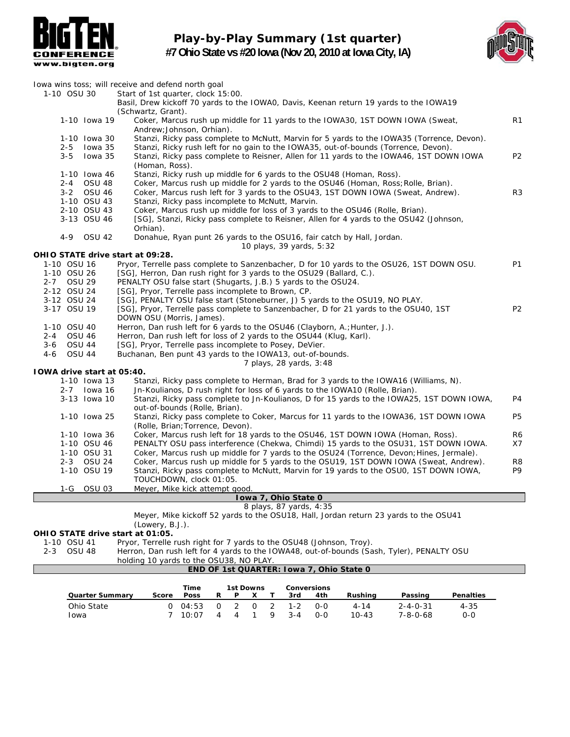# Play-by-Play Summary (1st quarter)

## #7 Ohio State vs #20 Iowa (Nov 20, 2010 at Iowa City, IA)

Iowa wins toss; will receive and defend north goal

| Down | Play | |
|---|---|---|
| 1-10 OSU 30 | Start of 1st quarter, clock 15:00. | |
| | Basil, Drew kickoff 70 yards to the IOWA0, Davis, Keenan return 19 yards to the IOWA19 (Schwartz, Grant). | |
| 1-10 Iowa 19 | Coker, Marcus rush up middle for 11 yards to the IOWA30, 1ST DOWN IOWA (Sweat, Andrew;Johnson, Orhian). | R1 |
| 1-10 Iowa 30 | Stanzi, Ricky pass complete to McNutt, Marvin for 5 yards to the IOWA35 (Torrence, Devon). | |
| 2-5 Iowa 35 | Stanzi, Ricky rush left for no gain to the IOWA35, out-of-bounds (Torrence, Devon). | |
| 3-5 Iowa 35 | Stanzi, Ricky pass complete to Reisner, Allen for 11 yards to the IOWA46, 1ST DOWN IOWA (Homan, Ross). | P2 |
| 1-10 Iowa 46 | Stanzi, Ricky rush up middle for 6 yards to the OSU48 (Homan, Ross). | |
| 2-4 OSU 48 | Coker, Marcus rush up middle for 2 yards to the OSU46 (Homan, Ross;Rolle, Brian). | |
| 3-2 OSU 46 | Coker, Marcus rush left for 3 yards to the OSU43, 1ST DOWN IOWA (Sweat, Andrew). | R3 |
| 1-10 OSU 43 | Stanzi, Ricky pass incomplete to McNutt, Marvin. | |
| 2-10 OSU 43 | Coker, Marcus rush up middle for loss of 3 yards to the OSU46 (Rolle, Brian). | |
| 3-13 OSU 46 | [SG], Stanzi, Ricky pass complete to Reisner, Allen for 4 yards to the OSU42 (Johnson, Orhian). | |
| 4-9 OSU 42 | Donahue, Ryan punt 26 yards to the OSU16, fair catch by Hall, Jordan. | |
| | 10 plays, 39 yards, 5:32 | |

**OHIO STATE drive start at 09:28.**

| Down | Play | |
|---|---|---|
| 1-10 OSU 16 | Pryor, Terrelle pass complete to Sanzenbacher, D for 10 yards to the OSU26, 1ST DOWN OSU. | P1 |
| 1-10 OSU 26 | [SG], Herron, Dan rush right for 3 yards to the OSU29 (Ballard, C.). | |
| 2-7 OSU 29 | PENALTY OSU false start (Shugarts, J.B.) 5 yards to the OSU24. | |
| 2-12 OSU 24 | [SG], Pryor, Terrelle pass incomplete to Brown, CP. | |
| 3-12 OSU 24 | [SG], PENALTY OSU false start (Stoneburner, J) 5 yards to the OSU19, NO PLAY. | |
| 3-17 OSU 19 | [SG], Pryor, Terrelle pass complete to Sanzenbacher, D for 21 yards to the OSU40, 1ST DOWN OSU (Morris, James). | P2 |
| 1-10 OSU 40 | Herron, Dan rush left for 6 yards to the OSU46 (Clayborn, A.;Hunter, J.). | |
| 2-4 OSU 46 | Herron, Dan rush left for loss of 2 yards to the OSU44 (Klug, Karl). | |
| 3-6 OSU 44 | [SG], Pryor, Terrelle pass incomplete to Posey, DeVier. | |
| 4-6 OSU 44 | Buchanan, Ben punt 43 yards to the IOWA13, out-of-bounds. | |
| | 7 plays, 28 yards, 3:48 | |

**IOWA drive start at 05:40.**

| Down | Play | |
|---|---|---|
| 1-10 Iowa 13 | Stanzi, Ricky pass complete to Herman, Brad for 3 yards to the IOWA16 (Williams, N). | |
| 2-7 Iowa 16 | Jn-Koulianos, D rush right for loss of 6 yards to the IOWA10 (Rolle, Brian). | |
| 3-13 Iowa 10 | Stanzi, Ricky pass complete to Jn-Koulianos, D for 15 yards to the IOWA25, 1ST DOWN IOWA, out-of-bounds (Rolle, Brian). | P4 |
| 1-10 Iowa 25 | Stanzi, Ricky pass complete to Coker, Marcus for 11 yards to the IOWA36, 1ST DOWN IOWA (Rolle, Brian;Torrence, Devon). | P5 |
| 1-10 Iowa 36 | Coker, Marcus rush left for 18 yards to the OSU46, 1ST DOWN IOWA (Homan, Ross). | R6 |
| 1-10 OSU 46 | PENALTY OSU pass interference (Chekwa, Chimdi) 15 yards to the OSU31, 1ST DOWN IOWA. | X7 |
| 1-10 OSU 31 | Coker, Marcus rush up middle for 7 yards to the OSU24 (Torrence, Devon;Hines, Jermale). | |
| 2-3 OSU 24 | Coker, Marcus rush up middle for 5 yards to the OSU19, 1ST DOWN IOWA (Sweat, Andrew). | R8 |
| 1-10 OSU 19 | Stanzi, Ricky pass complete to McNutt, Marvin for 19 yards to the OSU0, 1ST DOWN IOWA, TOUCHDOWN, clock 01:05. | P9 |
| 1-G OSU 03 | Meyer, Mike kick attempt good. | |
| | **Iowa 7, Ohio State 0** | |
| | 8 plays, 87 yards, 4:35 | |
| | Meyer, Mike kickoff 52 yards to the OSU18, Hall, Jordan return 23 yards to the OSU41 (Lowery, B.J.). | |

**OHIO STATE drive start at 01:05.**

| Down | Play | |
|---|---|---|
| 1-10 OSU 41 | Pryor, Terrelle rush right for 7 yards to the OSU48 (Johnson, Troy). | |
| 2-3 OSU 48 | Herron, Dan rush left for 4 yards to the IOWA48, out-of-bounds (Sash, Tyler), PENALTY OSU holding 10 yards to the OSU38, NO PLAY. | |

**END OF 1st QUARTER: Iowa 7, Ohio State 0**

| Quarter Summary | Score | Time Poss | 1st Downs R | P | X | T | Conversions 3rd | 4th | Rushing | Passing | Penalties |
|---|---|---|---|---|---|---|---|---|---|---|---|
| Ohio State | 0 | 04:53 | 0 | 2 | 0 | 2 | 1-2 | 0-0 | 4-14 | 2-4-0-31 | 4-35 |
| Iowa | 7 | 10:07 | 4 | 4 | 1 | 9 | 3-4 | 0-0 | 10-43 | 7-8-0-68 | 0-0 |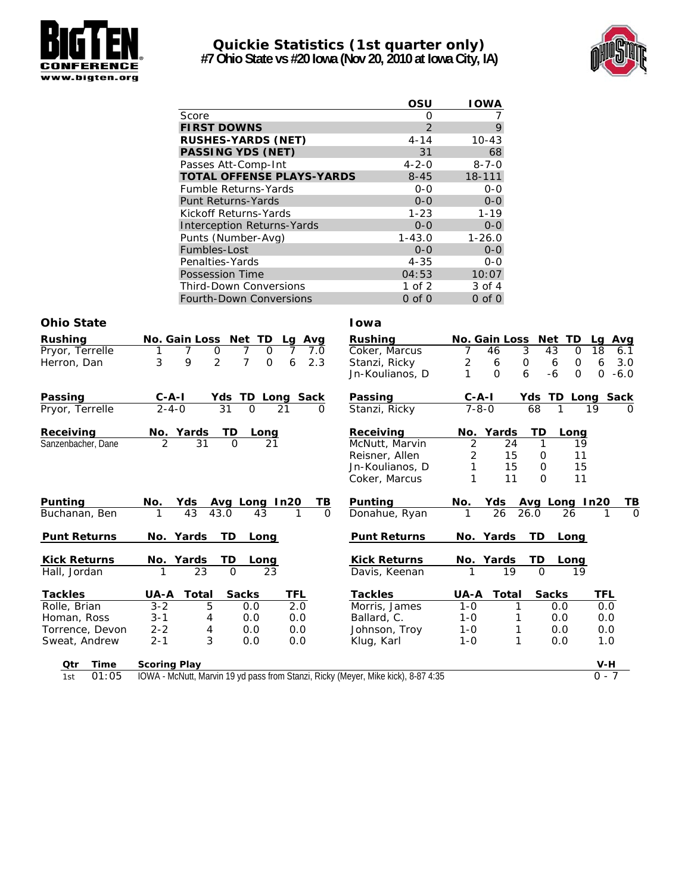# Quickie Statistics (1st quarter only)

## #7 Ohio State vs #20 Iowa (Nov 20, 2010 at Iowa City, IA)

| | OSU | IOWA |
|---|---|---|
| Score | 0 | 7 |
| **FIRST DOWNS** | 2 | 9 |
| **RUSHES-YARDS (NET)** | 4-14 | 10-43 |
| **PASSING YDS (NET)** | 31 | 68 |
| Passes Att-Comp-Int | 4-2-0 | 8-7-0 |
| **TOTAL OFFENSE PLAYS-YARDS** | 8-45 | 18-111 |
| Fumble Returns-Yards | 0-0 | 0-0 |
| Punt Returns-Yards | 0-0 | 0-0 |
| Kickoff Returns-Yards | 1-23 | 1-19 |
| Interception Returns-Yards | 0-0 | 0-0 |
| Punts (Number-Avg) | 1-43.0 | 1-26.0 |
| Fumbles-Lost | 0-0 | 0-0 |
| Penalties-Yards | 4-35 | 0-0 |
| Possession Time | 04:53 | 10:07 |
| Third-Down Conversions | 1 of 2 | 3 of 4 |
| Fourth-Down Conversions | 0 of 0 | 0 of 0 |

### Ohio State

| Rushing | No. | Gain | Loss | Net | TD | Lg | Avg |
|---|---|---|---|---|---|---|---|
| Pryor, Terrelle | 1 | 7 | 0 | 7 | 0 | 7 | 7.0 |
| Herron, Dan | 3 | 9 | 2 | 7 | 0 | 6 | 2.3 |

| Passing | C-A-I | Yds | TD | Long | Sack |
|---|---|---|---|---|---|
| Pryor, Terrelle | 2-4-0 | 31 | 0 | 21 | 0 |

| Receiving | No. | Yards | TD | Long |
|---|---|---|---|---|
| Sanzenbacher, Dane | 2 | 31 | 0 | 21 |

| Punting | No. | Yds | Avg | Long | In20 | TB |
|---|---|---|---|---|---|---|
| Buchanan, Ben | 1 | 43 | 43.0 | 43 | 1 | 0 |

| Punt Returns | No. | Yards | TD | Long |
|---|---|---|---|---|

| Kick Returns | No. | Yards | TD | Long |
|---|---|---|---|---|
| Hall, Jordan | 1 | 23 | 0 | 23 |

| Tackles | UA-A | Total | Sacks | TFL |
|---|---|---|---|---|
| Rolle, Brian | 3-2 | 5 | 0.0 | 2.0 |
| Homan, Ross | 3-1 | 4 | 0.0 | 0.0 |
| Torrence, Devon | 2-2 | 4 | 0.0 | 0.0 |
| Sweat, Andrew | 2-1 | 3 | 0.0 | 0.0 |

### Iowa

| Rushing | No. | Gain | Loss | Net | TD | Lg | Avg |
|---|---|---|---|---|---|---|---|
| Coker, Marcus | 7 | 46 | 3 | 43 | 0 | 18 | 6.1 |
| Stanzi, Ricky | 2 | 6 | 0 | 6 | 0 | 6 | 3.0 |
| Jn-Koulianos, D | 1 | 0 | 6 | -6 | 0 | 0 | -6.0 |

| Passing | C-A-I | Yds | TD | Long | Sack |
|---|---|---|---|---|---|
| Stanzi, Ricky | 7-8-0 | 68 | 1 | 19 | 0 |

| Receiving | No. | Yards | TD | Long |
|---|---|---|---|---|
| McNutt, Marvin | 2 | 24 | 1 | 19 |
| Reisner, Allen | 2 | 15 | 0 | 11 |
| Jn-Koulianos, D | 1 | 15 | 0 | 15 |
| Coker, Marcus | 1 | 11 | 0 | 11 |

| Punting | No. | Yds | Avg | Long | In20 | TB |
|---|---|---|---|---|---|---|
| Donahue, Ryan | 1 | 26 | 26.0 | 26 | 1 | 0 |

| Punt Returns | No. | Yards | TD | Long |
|---|---|---|---|---|

| Kick Returns | No. | Yards | TD | Long |
|---|---|---|---|---|
| Davis, Keenan | 1 | 19 | 0 | 19 |

| Tackles | UA-A | Total | Sacks | TFL |
|---|---|---|---|---|
| Morris, James | 1-0 | 1 | 0.0 | 0.0 |
| Ballard, C. | 1-0 | 1 | 0.0 | 0.0 |
| Johnson, Troy | 1-0 | 1 | 0.0 | 0.0 |
| Klug, Karl | 1-0 | 1 | 0.0 | 1.0 |

| Qtr | Time | Scoring Play | V-H |
|---|---|---|---|
| 1st | 01:05 | IOWA - McNutt, Marvin 19 yd pass from Stanzi, Ricky (Meyer, Mike kick), 8-87 4:35 | 0 - 7 |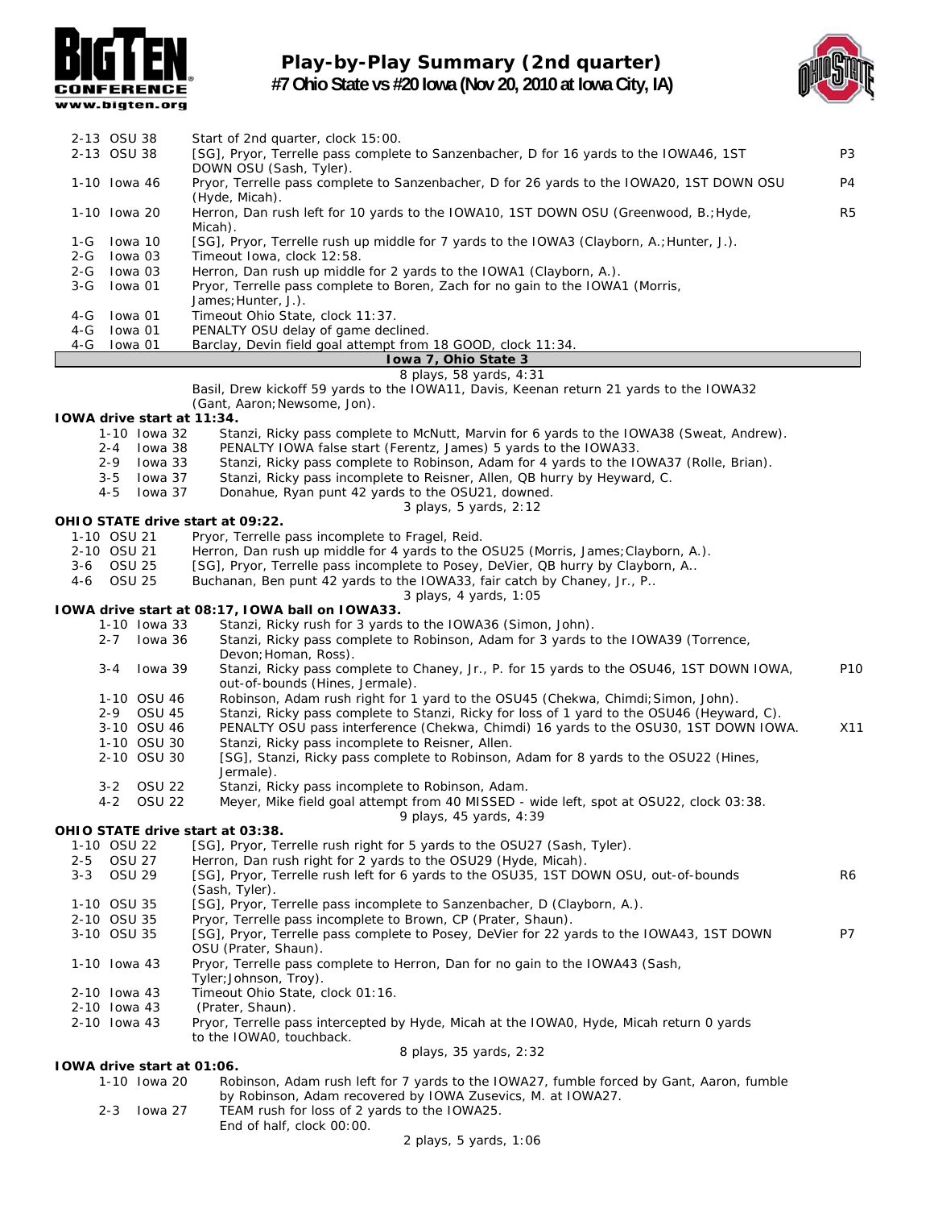# Play-by-Play Summary (2nd quarter)

## #7 Ohio State vs #20 Iowa (Nov 20, 2010 at Iowa City, IA)

| Down | Spot | Play | |
|---|---|---|---|
| 2-13 | OSU 38 | Start of 2nd quarter, clock 15:00. | |
| 2-13 | OSU 38 | [SG], Pryor, Terrelle pass complete to Sanzenbacher, D for 16 yards to the IOWA46, 1ST DOWN OSU (Sash, Tyler). | P3 |
| 1-10 | Iowa 46 | Pryor, Terrelle pass complete to Sanzenbacher, D for 26 yards to the IOWA20, 1ST DOWN OSU (Hyde, Micah). | P4 |
| 1-10 | Iowa 20 | Herron, Dan rush left for 10 yards to the IOWA10, 1ST DOWN OSU (Greenwood, B.;Hyde, Micah). | R5 |
| 1-G | Iowa 10 | [SG], Pryor, Terrelle rush up middle for 7 yards to the IOWA3 (Clayborn, A.;Hunter, J.). | |
| 2-G | Iowa 03 | Timeout Iowa, clock 12:58. | |
| 2-G | Iowa 03 | Herron, Dan rush up middle for 2 yards to the IOWA1 (Clayborn, A.). | |
| 3-G | Iowa 01 | Pryor, Terrelle pass complete to Boren, Zach for no gain to the IOWA1 (Morris, James;Hunter, J.). | |
| 4-G | Iowa 01 | Timeout Ohio State, clock 11:37. | |
| 4-G | Iowa 01 | PENALTY OSU delay of game declined. | |
| 4-G | Iowa 01 | Barclay, Devin field goal attempt from 18 GOOD, clock 11:34. | |

**Iowa 7, Ohio State 3**

8 plays, 58 yards, 4:31

Basil, Drew kickoff 59 yards to the IOWA11, Davis, Keenan return 21 yards to the IOWA32 (Gant, Aaron;Newsome, Jon).

**IOWA drive start at 11:34.**

| Down | Spot | Play | |
|---|---|---|---|
| 1-10 | Iowa 32 | Stanzi, Ricky pass complete to McNutt, Marvin for 6 yards to the IOWA38 (Sweat, Andrew). | |
| 2-4 | Iowa 38 | PENALTY IOWA false start (Ferentz, James) 5 yards to the IOWA33. | |
| 2-9 | Iowa 33 | Stanzi, Ricky pass complete to Robinson, Adam for 4 yards to the IOWA37 (Rolle, Brian). | |
| 3-5 | Iowa 37 | Stanzi, Ricky pass incomplete to Reisner, Allen, QB hurry by Heyward, C. | |
| 4-5 | Iowa 37 | Donahue, Ryan punt 42 yards to the OSU21, downed. | |

3 plays, 5 yards, 2:12

**OHIO STATE drive start at 09:22.**

| Down | Spot | Play | |
|---|---|---|---|
| 1-10 | OSU 21 | Pryor, Terrelle pass incomplete to Fragel, Reid. | |
| 2-10 | OSU 21 | Herron, Dan rush up middle for 4 yards to the OSU25 (Morris, James;Clayborn, A.). | |
| 3-6 | OSU 25 | [SG], Pryor, Terrelle pass incomplete to Posey, DeVier, QB hurry by Clayborn, A.. | |
| 4-6 | OSU 25 | Buchanan, Ben punt 42 yards to the IOWA33, fair catch by Chaney, Jr., P.. | |

3 plays, 4 yards, 1:05

**IOWA drive start at 08:17, IOWA ball on IOWA33.**

| Down | Spot | Play | |
|---|---|---|---|
| 1-10 | Iowa 33 | Stanzi, Ricky rush for 3 yards to the IOWA36 (Simon, John). | |
| 2-7 | Iowa 36 | Stanzi, Ricky pass complete to Robinson, Adam for 3 yards to the IOWA39 (Torrence, Devon;Homan, Ross). | |
| 3-4 | Iowa 39 | Stanzi, Ricky pass complete to Chaney, Jr., P. for 15 yards to the OSU46, 1ST DOWN IOWA, out-of-bounds (Hines, Jermale). | P10 |
| 1-10 | OSU 46 | Robinson, Adam rush right for 1 yard to the OSU45 (Chekwa, Chimdi;Simon, John). | |
| 2-9 | OSU 45 | Stanzi, Ricky pass complete to Stanzi, Ricky for loss of 1 yard to the OSU46 (Heyward, C). | |
| 3-10 | OSU 46 | PENALTY OSU pass interference (Chekwa, Chimdi) 16 yards to the OSU30, 1ST DOWN IOWA. | X11 |
| 1-10 | OSU 30 | Stanzi, Ricky pass incomplete to Reisner, Allen. | |
| 2-10 | OSU 30 | [SG], Stanzi, Ricky pass complete to Robinson, Adam for 8 yards to the OSU22 (Hines, Jermale). | |
| 3-2 | OSU 22 | Stanzi, Ricky pass incomplete to Robinson, Adam. | |
| 4-2 | OSU 22 | Meyer, Mike field goal attempt from 40 MISSED - wide left, spot at OSU22, clock 03:38. | |

9 plays, 45 yards, 4:39

**OHIO STATE drive start at 03:38.**

| Down | Spot | Play | |
|---|---|---|---|
| 1-10 | OSU 22 | [SG], Pryor, Terrelle rush right for 5 yards to the OSU27 (Sash, Tyler). | |
| 2-5 | OSU 27 | Herron, Dan rush right for 2 yards to the OSU29 (Hyde, Micah). | |
| 3-3 | OSU 29 | [SG], Pryor, Terrelle rush left for 6 yards to the OSU35, 1ST DOWN OSU, out-of-bounds (Sash, Tyler). | R6 |
| 1-10 | OSU 35 | [SG], Pryor, Terrelle pass incomplete to Sanzenbacher, D (Clayborn, A.). | |
| 2-10 | OSU 35 | Pryor, Terrelle pass incomplete to Brown, CP (Prater, Shaun). | |
| 3-10 | OSU 35 | [SG], Pryor, Terrelle pass complete to Posey, DeVier for 22 yards to the IOWA43, 1ST DOWN OSU (Prater, Shaun). | P7 |
| 1-10 | Iowa 43 | Pryor, Terrelle pass complete to Herron, Dan for no gain to the IOWA43 (Sash, Tyler;Johnson, Troy). | |
| 2-10 | Iowa 43 | Timeout Ohio State, clock 01:16. | |
| 2-10 | Iowa 43 | (Prater, Shaun). | |
| 2-10 | Iowa 43 | Pryor, Terrelle pass intercepted by Hyde, Micah at the IOWA0, Hyde, Micah return 0 yards to the IOWA0, touchback. | |

8 plays, 35 yards, 2:32

**IOWA drive start at 01:06.**

| Down | Spot | Play | |
|---|---|---|---|
| 1-10 | Iowa 20 | Robinson, Adam rush left for 7 yards to the IOWA27, fumble forced by Gant, Aaron, fumble by Robinson, Adam recovered by IOWA Zusevics, M. at IOWA27. | |
| 2-3 | Iowa 27 | TEAM rush for loss of 2 yards to the IOWA25. | |
| | | End of half, clock 00:00. | |

2 plays, 5 yards, 1:06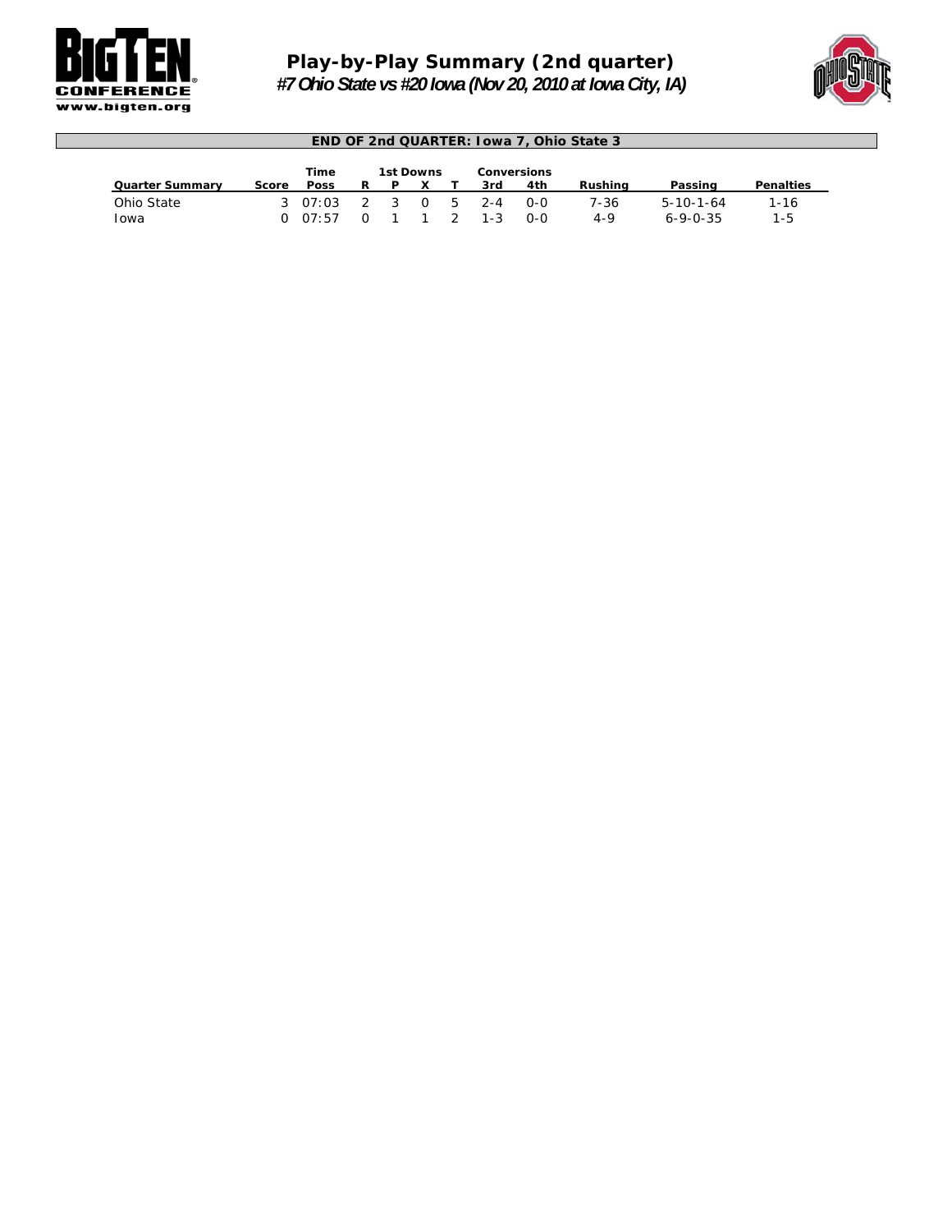## Play-by-Play Summary (2nd quarter)

***#7 Ohio State vs #20 Iowa (Nov 20, 2010 at Iowa City, IA)***

**END OF 2nd QUARTER: Iowa 7, Ohio State 3**

| Quarter Summary | Score | Time Poss | 1st Downs | | | | Conversions | | Rushing | Passing | Penalties |
|---|---|---|---|---|---|---|---|---|---|---|---|
| | | | R | P | X | T | 3rd | 4th | | | |
| Ohio State | 3 | 07:03 | 2 | 3 | 0 | 5 | 2-4 | 0-0 | 7-36 | 5-10-1-64 | 1-16 |
| Iowa | 0 | 07:57 | 0 | 1 | 1 | 2 | 1-3 | 0-0 | 4-9 | 6-9-0-35 | 1-5 |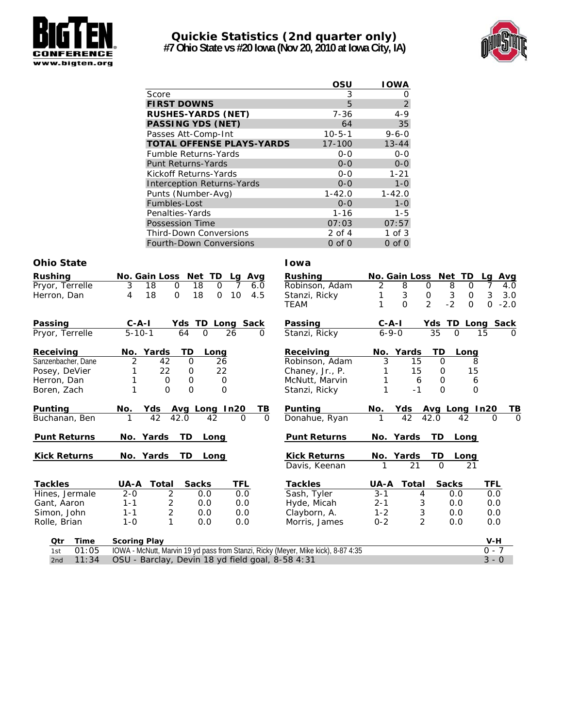# Quickie Statistics (2nd quarter only)

**#7 Ohio State vs #20 Iowa (Nov 20, 2010 at Iowa City, IA)**

| | OSU | IOWA |
|---|---|---|
| Score | 3 | 0 |
| **FIRST DOWNS** | 5 | 2 |
| **RUSHES-YARDS (NET)** | 7-36 | 4-9 |
| **PASSING YDS (NET)** | 64 | 35 |
| Passes Att-Comp-Int | 10-5-1 | 9-6-0 |
| **TOTAL OFFENSE PLAYS-YARDS** | 17-100 | 13-44 |
| Fumble Returns-Yards | 0-0 | 0-0 |
| Punt Returns-Yards | 0-0 | 0-0 |
| Kickoff Returns-Yards | 0-0 | 1-21 |
| Interception Returns-Yards | 0-0 | 1-0 |
| Punts (Number-Avg) | 1-42.0 | 1-42.0 |
| Fumbles-Lost | 0-0 | 1-0 |
| Penalties-Yards | 1-16 | 1-5 |
| Possession Time | 07:03 | 07:57 |
| Third-Down Conversions | 2 of 4 | 1 of 3 |
| Fourth-Down Conversions | 0 of 0 | 0 of 0 |

## Ohio State

| Rushing | No. | Gain | Loss | Net | TD | Lg | Avg |
|---|---|---|---|---|---|---|---|
| Pryor, Terrelle | 3 | 18 | 0 | 18 | 0 | 7 | 6.0 |
| Herron, Dan | 4 | 18 | 0 | 18 | 0 | 10 | 4.5 |

| Passing | C-A-I | Yds | TD | Long | Sack |
|---|---|---|---|---|---|
| Pryor, Terrelle | 5-10-1 | 64 | 0 | 26 | 0 |

| Receiving | No. | Yards | TD | Long |
|---|---|---|---|---|
| Sanzenbacher, Dane | 2 | 42 | 0 | 26 |
| Posey, DeVier | 1 | 22 | 0 | 22 |
| Herron, Dan | 1 | 0 | 0 | 0 |
| Boren, Zach | 1 | 0 | 0 | 0 |

| Punting | No. | Yds | Avg | Long | In20 | TB |
|---|---|---|---|---|---|---|
| Buchanan, Ben | 1 | 42 | 42.0 | 42 | 0 | 0 |

| Punt Returns | No. | Yards | TD | Long |
|---|---|---|---|---|

| Kick Returns | No. | Yards | TD | Long |
|---|---|---|---|---|

| Tackles | UA-A | Total | Sacks | TFL |
|---|---|---|---|---|
| Hines, Jermale | 2-0 | 2 | 0.0 | 0.0 |
| Gant, Aaron | 1-1 | 2 | 0.0 | 0.0 |
| Simon, John | 1-1 | 2 | 0.0 | 0.0 |
| Rolle, Brian | 1-0 | 1 | 0.0 | 0.0 |

## Iowa

| Rushing | No. | Gain | Loss | Net | TD | Lg | Avg |
|---|---|---|---|---|---|---|---|
| Robinson, Adam | 2 | 8 | 0 | 8 | 0 | 7 | 4.0 |
| Stanzi, Ricky | 1 | 3 | 0 | 3 | 0 | 3 | 3.0 |
| TEAM | 1 | 0 | 2 | -2 | 0 | 0 | -2.0 |

| Passing | C-A-I | Yds | TD | Long | Sack |
|---|---|---|---|---|---|
| Stanzi, Ricky | 6-9-0 | 35 | 0 | 15 | 0 |

| Receiving | No. | Yards | TD | Long |
|---|---|---|---|---|
| Robinson, Adam | 3 | 15 | 0 | 8 |
| Chaney, Jr., P. | 1 | 15 | 0 | 15 |
| McNutt, Marvin | 1 | 6 | 0 | 6 |
| Stanzi, Ricky | 1 | -1 | 0 | 0 |

| Punting | No. | Yds | Avg | Long | In20 | TB |
|---|---|---|---|---|---|---|
| Donahue, Ryan | 1 | 42 | 42.0 | 42 | 0 | 0 |

| Punt Returns | No. | Yards | TD | Long |
|---|---|---|---|---|

| Kick Returns | No. | Yards | TD | Long |
|---|---|---|---|---|
| Davis, Keenan | 1 | 21 | 0 | 21 |

| Tackles | UA-A | Total | Sacks | TFL |
|---|---|---|---|---|
| Sash, Tyler | 3-1 | 4 | 0.0 | 0.0 |
| Hyde, Micah | 2-1 | 3 | 0.0 | 0.0 |
| Clayborn, A. | 1-2 | 3 | 0.0 | 0.0 |
| Morris, James | 0-2 | 2 | 0.0 | 0.0 |

| Qtr | Time | Scoring Play | V-H |
|---|---|---|---|
| 1st | 01:05 | IOWA - McNutt, Marvin 19 yd pass from Stanzi, Ricky (Meyer, Mike kick), 8-87 4:35 | 0 - 7 |
| 2nd | 11:34 | OSU - Barclay, Devin 18 yd field goal, 8-58 4:31 | 3 - 0 |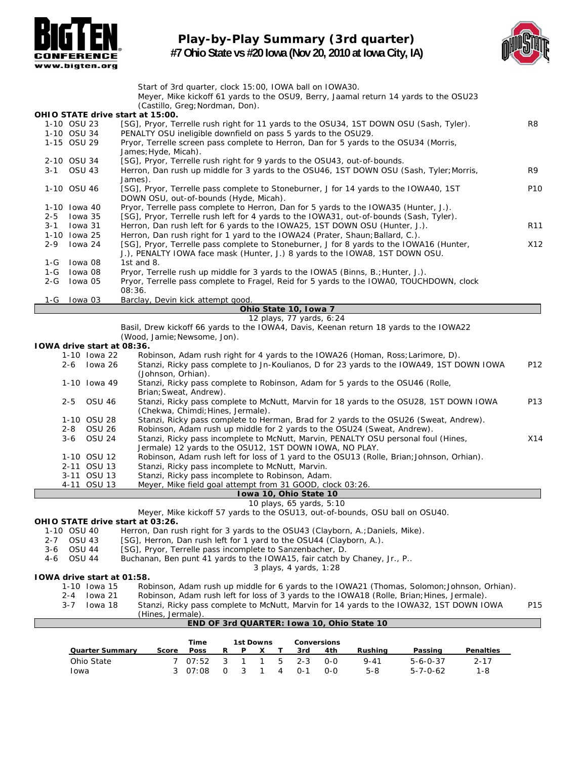# Play-by-Play Summary (3rd quarter)
## #7 Ohio State vs #20 Iowa (Nov 20, 2010 at Iowa City, IA)

Start of 3rd quarter, clock 15:00, IOWA ball on IOWA30.
Meyer, Mike kickoff 61 yards to the OSU9, Berry, Jaamal return 14 yards to the OSU23 (Castillo, Greg;Nordman, Don).

**OHIO STATE drive start at 15:00.**

| Down | Play | |
|---|---|---|
| 1-10 OSU 23 | [SG], Pryor, Terrelle rush right for 11 yards to the OSU34, 1ST DOWN OSU (Sash, Tyler). | R8 |
| 1-10 OSU 34 | PENALTY OSU ineligible downfield on pass 5 yards to the OSU29. | |
| 1-15 OSU 29 | Pryor, Terrelle screen pass complete to Herron, Dan for 5 yards to the OSU34 (Morris, James;Hyde, Micah). | |
| 2-10 OSU 34 | [SG], Pryor, Terrelle rush right for 9 yards to the OSU43, out-of-bounds. | |
| 3-1 OSU 43 | Herron, Dan rush up middle for 3 yards to the OSU46, 1ST DOWN OSU (Sash, Tyler;Morris, James). | R9 |
| 1-10 OSU 46 | [SG], Pryor, Terrelle pass complete to Stoneburner, J for 14 yards to the IOWA40, 1ST DOWN OSU, out-of-bounds (Hyde, Micah). | P10 |
| 1-10 Iowa 40 | Pryor, Terrelle pass complete to Herron, Dan for 5 yards to the IOWA35 (Hunter, J.). | |
| 2-5 Iowa 35 | [SG], Pryor, Terrelle rush left for 4 yards to the IOWA31, out-of-bounds (Sash, Tyler). | |
| 3-1 Iowa 31 | Herron, Dan rush left for 6 yards to the IOWA25, 1ST DOWN OSU (Hunter, J.). | R11 |
| 1-10 Iowa 25 | Herron, Dan rush right for 1 yard to the IOWA24 (Prater, Shaun;Ballard, C.). | |
| 2-9 Iowa 24 | [SG], Pryor, Terrelle pass complete to Stoneburner, J for 8 yards to the IOWA16 (Hunter, J.), PENALTY IOWA face mask (Hunter, J.) 8 yards to the IOWA8, 1ST DOWN OSU. | X12 |
| 1-G Iowa 08 | 1st and 8. | |
| 1-G Iowa 08 | Pryor, Terrelle rush up middle for 3 yards to the IOWA5 (Binns, B.;Hunter, J.). | |
| 2-G Iowa 05 | Pryor, Terrelle pass complete to Fragel, Reid for 5 yards to the IOWA0, TOUCHDOWN, clock 08:36. | |
| 1-G Iowa 03 | Barclay, Devin kick attempt good. | |

**Ohio State 10, Iowa 7**
12 plays, 77 yards, 6:24

Basil, Drew kickoff 66 yards to the IOWA4, Davis, Keenan return 18 yards to the IOWA22 (Wood, Jamie;Newsome, Jon).

**IOWA drive start at 08:36.**

| Down | Play | |
|---|---|---|
| 1-10 Iowa 22 | Robinson, Adam rush right for 4 yards to the IOWA26 (Homan, Ross;Larimore, D). | |
| 2-6 Iowa 26 | Stanzi, Ricky pass complete to Jn-Koulianos, D for 23 yards to the IOWA49, 1ST DOWN IOWA (Johnson, Orhian). | P12 |
| 1-10 Iowa 49 | Stanzi, Ricky pass complete to Robinson, Adam for 5 yards to the OSU46 (Rolle, Brian;Sweat, Andrew). | |
| 2-5 OSU 46 | Stanzi, Ricky pass complete to McNutt, Marvin for 18 yards to the OSU28, 1ST DOWN IOWA (Chekwa, Chimdi;Hines, Jermale). | P13 |
| 1-10 OSU 28 | Stanzi, Ricky pass complete to Herman, Brad for 2 yards to the OSU26 (Sweat, Andrew). | |
| 2-8 OSU 26 | Robinson, Adam rush up middle for 2 yards to the OSU24 (Sweat, Andrew). | |
| 3-6 OSU 24 | Stanzi, Ricky pass incomplete to McNutt, Marvin, PENALTY OSU personal foul (Hines, Jermale) 12 yards to the OSU12, 1ST DOWN IOWA, NO PLAY. | X14 |
| 1-10 OSU 12 | Robinson, Adam rush left for loss of 1 yard to the OSU13 (Rolle, Brian;Johnson, Orhian). | |
| 2-11 OSU 13 | Stanzi, Ricky pass incomplete to McNutt, Marvin. | |
| 3-11 OSU 13 | Stanzi, Ricky pass incomplete to Robinson, Adam. | |
| 4-11 OSU 13 | Meyer, Mike field goal attempt from 31 GOOD, clock 03:26. | |

**Iowa 10, Ohio State 10**
10 plays, 65 yards, 5:10

Meyer, Mike kickoff 57 yards to the OSU13, out-of-bounds, OSU ball on OSU40.

**OHIO STATE drive start at 03:26.**

| Down | Play |
|---|---|
| 1-10 OSU 40 | Herron, Dan rush right for 3 yards to the OSU43 (Clayborn, A.;Daniels, Mike). |
| 2-7 OSU 43 | [SG], Herron, Dan rush left for 1 yard to the OSU44 (Clayborn, A.). |
| 3-6 OSU 44 | [SG], Pryor, Terrelle pass incomplete to Sanzenbacher, D. |
| 4-6 OSU 44 | Buchanan, Ben punt 41 yards to the IOWA15, fair catch by Chaney, Jr., P.. |

3 plays, 4 yards, 1:28

**IOWA drive start at 01:58.**

| Down | Play | |
|---|---|---|
| 1-10 Iowa 15 | Robinson, Adam rush up middle for 6 yards to the IOWA21 (Thomas, Solomon;Johnson, Orhian). | |
| 2-4 Iowa 21 | Robinson, Adam rush left for loss of 3 yards to the IOWA18 (Rolle, Brian;Hines, Jermale). | |
| 3-7 Iowa 18 | Stanzi, Ricky pass complete to McNutt, Marvin for 14 yards to the IOWA32, 1ST DOWN IOWA (Hines, Jermale). | P15 |

**END OF 3rd QUARTER: Iowa 10, Ohio State 10**

| Quarter Summary | Score | Time Poss | 1st Downs R | P | X | T | Conversions 3rd | 4th | Rushing | Passing | Penalties |
|---|---|---|---|---|---|---|---|---|---|---|---|
| Ohio State | 7 | 07:52 | 3 | 1 | 1 | 5 | 2-3 | 0-0 | 9-41 | 5-6-0-37 | 2-17 |
| Iowa | 3 | 07:08 | 0 | 3 | 1 | 4 | 0-1 | 0-0 | 5-8 | 5-7-0-62 | 1-8 |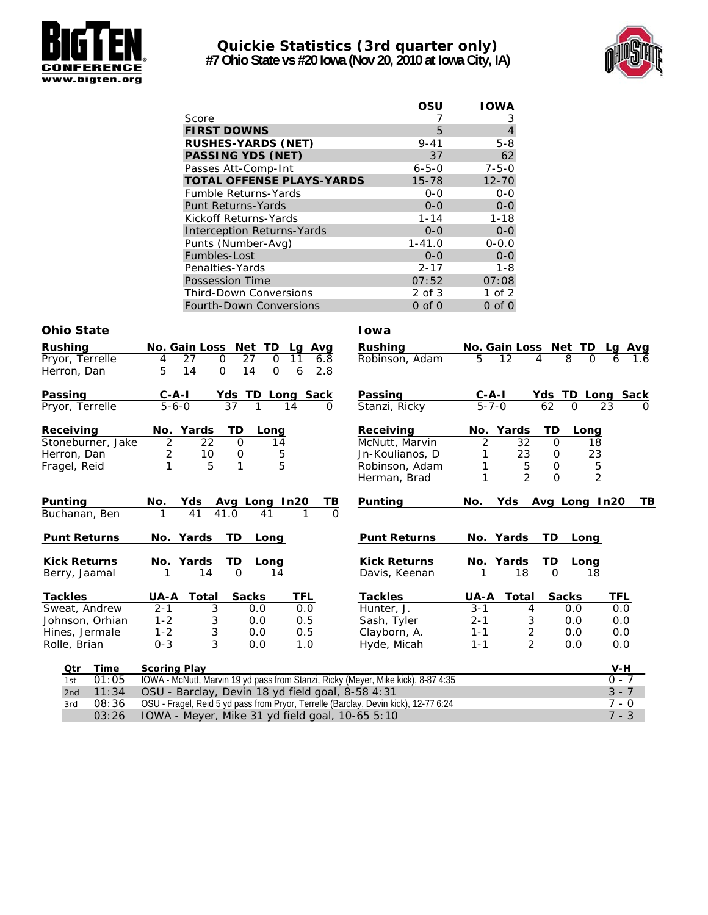# Quickie Statistics (3rd quarter only)

## #7 Ohio State vs #20 Iowa (Nov 20, 2010 at Iowa City, IA)

| | OSU | IOWA |
|---|---|---|
| Score | 7 | 3 |
| **FIRST DOWNS** | 5 | 4 |
| **RUSHES-YARDS (NET)** | 9-41 | 5-8 |
| **PASSING YDS (NET)** | 37 | 62 |
| Passes Att-Comp-Int | 6-5-0 | 7-5-0 |
| **TOTAL OFFENSE PLAYS-YARDS** | 15-78 | 12-70 |
| Fumble Returns-Yards | 0-0 | 0-0 |
| Punt Returns-Yards | 0-0 | 0-0 |
| Kickoff Returns-Yards | 1-14 | 1-18 |
| Interception Returns-Yards | 0-0 | 0-0 |
| Punts (Number-Avg) | 1-41.0 | 0-0.0 |
| Fumbles-Lost | 0-0 | 0-0 |
| Penalties-Yards | 2-17 | 1-8 |
| Possession Time | 07:52 | 07:08 |
| Third-Down Conversions | 2 of 3 | 1 of 2 |
| Fourth-Down Conversions | 0 of 0 | 0 of 0 |

### Ohio State

| Rushing | No. | Gain | Loss | Net | TD | Lg | Avg |
|---|---|---|---|---|---|---|---|
| Pryor, Terrelle | 4 | 27 | 0 | 27 | 0 | 11 | 6.8 |
| Herron, Dan | 5 | 14 | 0 | 14 | 0 | 6 | 2.8 |

| Passing | C-A-I | Yds | TD | Long | Sack |
|---|---|---|---|---|---|
| Pryor, Terrelle | 5-6-0 | 37 | 1 | 14 | 0 |

| Receiving | No. | Yards | TD | Long |
|---|---|---|---|---|
| Stoneburner, Jake | 2 | 22 | 0 | 14 |
| Herron, Dan | 2 | 10 | 0 | 5 |
| Fragel, Reid | 1 | 5 | 1 | 5 |

| Punting | No. | Yds | Avg | Long | In20 | TB |
|---|---|---|---|---|---|---|
| Buchanan, Ben | 1 | 41 | 41.0 | 41 | 1 | 0 |

| Punt Returns | No. | Yards | TD | Long |
|---|---|---|---|---|

| Kick Returns | No. | Yards | TD | Long |
|---|---|---|---|---|
| Berry, Jaamal | 1 | 14 | 0 | 14 |

| Tackles | UA-A | Total | Sacks | TFL |
|---|---|---|---|---|
| Sweat, Andrew | 2-1 | 3 | 0.0 | 0.0 |
| Johnson, Orhian | 1-2 | 3 | 0.0 | 0.5 |
| Hines, Jermale | 1-2 | 3 | 0.0 | 0.5 |
| Rolle, Brian | 0-3 | 3 | 0.0 | 1.0 |

### Iowa

| Rushing | No. | Gain | Loss | Net | TD | Lg | Avg |
|---|---|---|---|---|---|---|---|
| Robinson, Adam | 5 | 12 | 4 | 8 | 0 | 6 | 1.6 |

| Passing | C-A-I | Yds | TD | Long | Sack |
|---|---|---|---|---|---|
| Stanzi, Ricky | 5-7-0 | 62 | 0 | 23 | 0 |

| Receiving | No. | Yards | TD | Long |
|---|---|---|---|---|
| McNutt, Marvin | 2 | 32 | 0 | 18 |
| Jn-Koulianos, D | 1 | 23 | 0 | 23 |
| Robinson, Adam | 1 | 5 | 0 | 5 |
| Herman, Brad | 1 | 2 | 0 | 2 |

| Punting | No. | Yds | Avg | Long | In20 | TB |
|---|---|---|---|---|---|---|

| Punt Returns | No. | Yards | TD | Long |
|---|---|---|---|---|

| Kick Returns | No. | Yards | TD | Long |
|---|---|---|---|---|
| Davis, Keenan | 1 | 18 | 0 | 18 |

| Tackles | UA-A | Total | Sacks | TFL |
|---|---|---|---|---|
| Hunter, J. | 3-1 | 4 | 0.0 | 0.0 |
| Sash, Tyler | 2-1 | 3 | 0.0 | 0.0 |
| Clayborn, A. | 1-1 | 2 | 0.0 | 0.0 |
| Hyde, Micah | 1-1 | 2 | 0.0 | 0.0 |

| Qtr | Time | Scoring Play | V-H |
|---|---|---|---|
| 1st | 01:05 | IOWA - McNutt, Marvin 19 yd pass from Stanzi, Ricky (Meyer, Mike kick), 8-87 4:35 | 0 - 7 |
| 2nd | 11:34 | OSU - Barclay, Devin 18 yd field goal, 8-58 4:31 | 3 - 7 |
| 3rd | 08:36 | OSU - Fragel, Reid 5 yd pass from Pryor, Terrelle (Barclay, Devin kick), 12-77 6:24 | 7 - 0 |
| | 03:26 | IOWA - Meyer, Mike 31 yd field goal, 10-65 5:10 | 7 - 3 |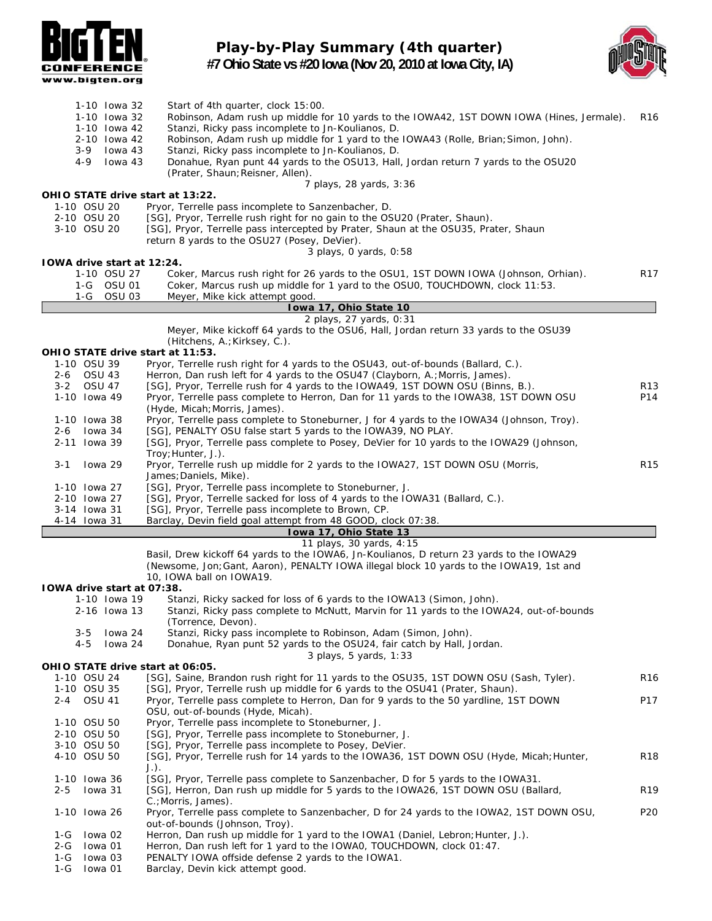# Play-by-Play Summary (4th quarter)

## #7 Ohio State vs #20 Iowa (Nov 20, 2010 at Iowa City, IA)

| Down | Play | |
|---|---|---|
| 1-10 Iowa 32 | Start of 4th quarter, clock 15:00. | |
| 1-10 Iowa 32 | Robinson, Adam rush up middle for 10 yards to the IOWA42, 1ST DOWN IOWA (Hines, Jermale). | R16 |
| 1-10 Iowa 42 | Stanzi, Ricky pass incomplete to Jn-Koulianos, D. | |
| 2-10 Iowa 42 | Robinson, Adam rush up middle for 1 yard to the IOWA43 (Rolle, Brian;Simon, John). | |
| 3-9 Iowa 43 | Stanzi, Ricky pass incomplete to Jn-Koulianos, D. | |
| 4-9 Iowa 43 | Donahue, Ryan punt 44 yards to the OSU13, Hall, Jordan return 7 yards to the OSU20 (Prater, Shaun;Reisner, Allen). | |
| | 7 plays, 28 yards, 3:36 | |

**OHIO STATE drive start at 13:22.**

| Down | Play | |
|---|---|---|
| 1-10 OSU 20 | Pryor, Terrelle pass incomplete to Sanzenbacher, D. | |
| 2-10 OSU 20 | [SG], Pryor, Terrelle rush right for no gain to the OSU20 (Prater, Shaun). | |
| 3-10 OSU 20 | [SG], Pryor, Terrelle pass intercepted by Prater, Shaun at the OSU35, Prater, Shaun return 8 yards to the OSU27 (Posey, DeVier). | |
| | 3 plays, 0 yards, 0:58 | |

**IOWA drive start at 12:24.**

| Down | Play | |
|---|---|---|
| 1-10 OSU 27 | Coker, Marcus rush right for 26 yards to the OSU1, 1ST DOWN IOWA (Johnson, Orhian). | R17 |
| 1-G OSU 01 | Coker, Marcus rush up middle for 1 yard to the OSU0, TOUCHDOWN, clock 11:53. | |
| 1-G OSU 03 | Meyer, Mike kick attempt good. | |
| | **Iowa 17, Ohio State 10** | |
| | 2 plays, 27 yards, 0:31 | |
| | Meyer, Mike kickoff 64 yards to the OSU6, Hall, Jordan return 33 yards to the OSU39 (Hitchens, A.;Kirksey, C.). | |

**OHIO STATE drive start at 11:53.**

| Down | Play | |
|---|---|---|
| 1-10 OSU 39 | Pryor, Terrelle rush right for 4 yards to the OSU43, out-of-bounds (Ballard, C.). | |
| 2-6 OSU 43 | Herron, Dan rush left for 4 yards to the OSU47 (Clayborn, A.;Morris, James). | |
| 3-2 OSU 47 | [SG], Pryor, Terrelle rush for 4 yards to the IOWA49, 1ST DOWN OSU (Binns, B.). | R13 |
| 1-10 Iowa 49 | Pryor, Terrelle pass complete to Herron, Dan for 11 yards to the IOWA38, 1ST DOWN OSU (Hyde, Micah;Morris, James). | P14 |
| 1-10 Iowa 38 | Pryor, Terrelle pass complete to Stoneburner, J for 4 yards to the IOWA34 (Johnson, Troy). | |
| 2-6 Iowa 34 | [SG], PENALTY OSU false start 5 yards to the IOWA39, NO PLAY. | |
| 2-11 Iowa 39 | [SG], Pryor, Terrelle pass complete to Posey, DeVier for 10 yards to the IOWA29 (Johnson, Troy;Hunter, J.). | |
| 3-1 Iowa 29 | Pryor, Terrelle rush up middle for 2 yards to the IOWA27, 1ST DOWN OSU (Morris, James;Daniels, Mike). | R15 |
| 1-10 Iowa 27 | [SG], Pryor, Terrelle pass incomplete to Stoneburner, J. | |
| 2-10 Iowa 27 | [SG], Pryor, Terrelle sacked for loss of 4 yards to the IOWA31 (Ballard, C.). | |
| 3-14 Iowa 31 | [SG], Pryor, Terrelle pass incomplete to Brown, CP. | |
| 4-14 Iowa 31 | Barclay, Devin field goal attempt from 48 GOOD, clock 07:38. | |
| | **Iowa 17, Ohio State 13** | |
| | 11 plays, 30 yards, 4:15 | |
| | Basil, Drew kickoff 64 yards to the IOWA6, Jn-Koulianos, D return 23 yards to the IOWA29 (Newsome, Jon;Gant, Aaron), PENALTY IOWA illegal block 10 yards to the IOWA19, 1st and 10, IOWA ball on IOWA19. | |

**IOWA drive start at 07:38.**

| Down | Play | |
|---|---|---|
| 1-10 Iowa 19 | Stanzi, Ricky sacked for loss of 6 yards to the IOWA13 (Simon, John). | |
| 2-16 Iowa 13 | Stanzi, Ricky pass complete to McNutt, Marvin for 11 yards to the IOWA24, out-of-bounds (Torrence, Devon). | |
| 3-5 Iowa 24 | Stanzi, Ricky pass incomplete to Robinson, Adam (Simon, John). | |
| 4-5 Iowa 24 | Donahue, Ryan punt 52 yards to the OSU24, fair catch by Hall, Jordan. | |
| | 3 plays, 5 yards, 1:33 | |

**OHIO STATE drive start at 06:05.**

| Down | Play | |
|---|---|---|
| 1-10 OSU 24 | [SG], Saine, Brandon rush right for 11 yards to the OSU35, 1ST DOWN OSU (Sash, Tyler). | R16 |
| 1-10 OSU 35 | [SG], Pryor, Terrelle rush up middle for 6 yards to the OSU41 (Prater, Shaun). | |
| 2-4 OSU 41 | Pryor, Terrelle pass complete to Herron, Dan for 9 yards to the 50 yardline, 1ST DOWN OSU, out-of-bounds (Hyde, Micah). | P17 |
| 1-10 OSU 50 | Pryor, Terrelle pass incomplete to Stoneburner, J. | |
| 2-10 OSU 50 | [SG], Pryor, Terrelle pass incomplete to Stoneburner, J. | |
| 3-10 OSU 50 | [SG], Pryor, Terrelle pass incomplete to Posey, DeVier. | |
| 4-10 OSU 50 | [SG], Pryor, Terrelle rush for 14 yards to the IOWA36, 1ST DOWN OSU (Hyde, Micah;Hunter, J.). | R18 |
| 1-10 Iowa 36 | [SG], Pryor, Terrelle pass complete to Sanzenbacher, D for 5 yards to the IOWA31. | |
| 2-5 Iowa 31 | [SG], Herron, Dan rush up middle for 5 yards to the IOWA26, 1ST DOWN OSU (Ballard, C.;Morris, James). | R19 |
| 1-10 Iowa 26 | Pryor, Terrelle pass complete to Sanzenbacher, D for 24 yards to the IOWA2, 1ST DOWN OSU, out-of-bounds (Johnson, Troy). | P20 |
| 1-G Iowa 02 | Herron, Dan rush up middle for 1 yard to the IOWA1 (Daniel, Lebron;Hunter, J.). | |
| 2-G Iowa 01 | Herron, Dan rush left for 1 yard to the IOWA0, TOUCHDOWN, clock 01:47. | |
| 1-G Iowa 03 | PENALTY IOWA offside defense 2 yards to the IOWA1. | |
| 1-G Iowa 01 | Barclay, Devin kick attempt good. | |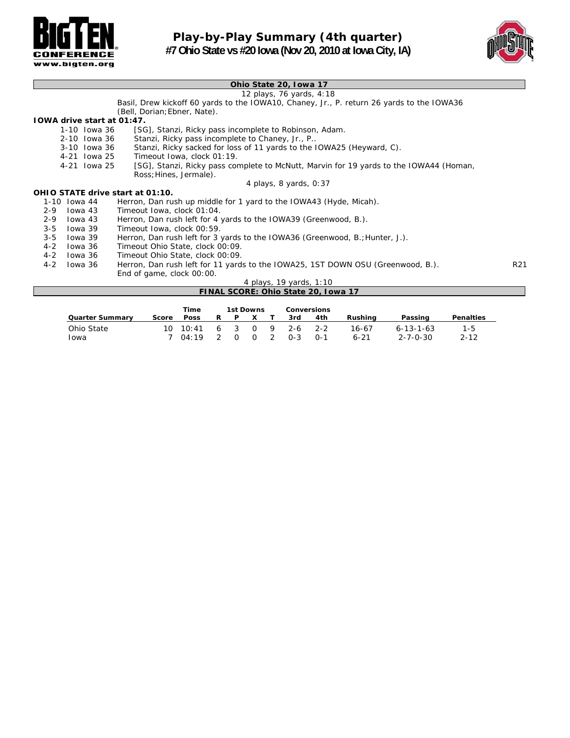# Play-by-Play Summary (4th quarter)

## #7 Ohio State vs #20 Iowa (Nov 20, 2010 at Iowa City, IA)

**Ohio State 20, Iowa 17**

12 plays, 76 yards, 4:18

Basil, Drew kickoff 60 yards to the IOWA10, Chaney, Jr., P. return 26 yards to the IOWA36 (Bell, Dorian;Ebner, Nate).

**IOWA drive start at 01:47.**

| | | |
|---|---|---|
| 1-10 | Iowa 36 | [SG], Stanzi, Ricky pass incomplete to Robinson, Adam. |
| 2-10 | Iowa 36 | Stanzi, Ricky pass incomplete to Chaney, Jr., P.. |
| 3-10 | Iowa 36 | Stanzi, Ricky sacked for loss of 11 yards to the IOWA25 (Heyward, C). |
| 4-21 | Iowa 25 | Timeout Iowa, clock 01:19. |
| 4-21 | Iowa 25 | [SG], Stanzi, Ricky pass complete to McNutt, Marvin for 19 yards to the IOWA44 (Homan, Ross;Hines, Jermale). |

4 plays, 8 yards, 0:37

**OHIO STATE drive start at 01:10.**

| | | | |
|---|---|---|---|
| 1-10 | Iowa 44 | Herron, Dan rush up middle for 1 yard to the IOWA43 (Hyde, Micah). | |
| 2-9 | Iowa 43 | Timeout Iowa, clock 01:04. | |
| 2-9 | Iowa 43 | Herron, Dan rush left for 4 yards to the IOWA39 (Greenwood, B.). | |
| 3-5 | Iowa 39 | Timeout Iowa, clock 00:59. | |
| 3-5 | Iowa 39 | Herron, Dan rush left for 3 yards to the IOWA36 (Greenwood, B.;Hunter, J.). | |
| 4-2 | Iowa 36 | Timeout Ohio State, clock 00:09. | |
| 4-2 | Iowa 36 | Timeout Ohio State, clock 00:09. | |
| 4-2 | Iowa 36 | Herron, Dan rush left for 11 yards to the IOWA25, 1ST DOWN OSU (Greenwood, B.). | R21 |
| | | End of game, clock 00:00. | |

4 plays, 19 yards, 1:10

**FINAL SCORE: Ohio State 20, Iowa 17**

| | | Time | 1st Downs | | | | Conversions | | | | |
|---|---|---|---|---|---|---|---|---|---|---|---|
| Quarter Summary | Score | Poss | R | P | X | T | 3rd | 4th | Rushing | Passing | Penalties |
| Ohio State | 10 | 10:41 | 6 | 3 | 0 | 9 | 2-6 | 2-2 | 16-67 | 6-13-1-63 | 1-5 |
| Iowa | 7 | 04:19 | 2 | 0 | 0 | 2 | 0-3 | 0-1 | 6-21 | 2-7-0-30 | 2-12 |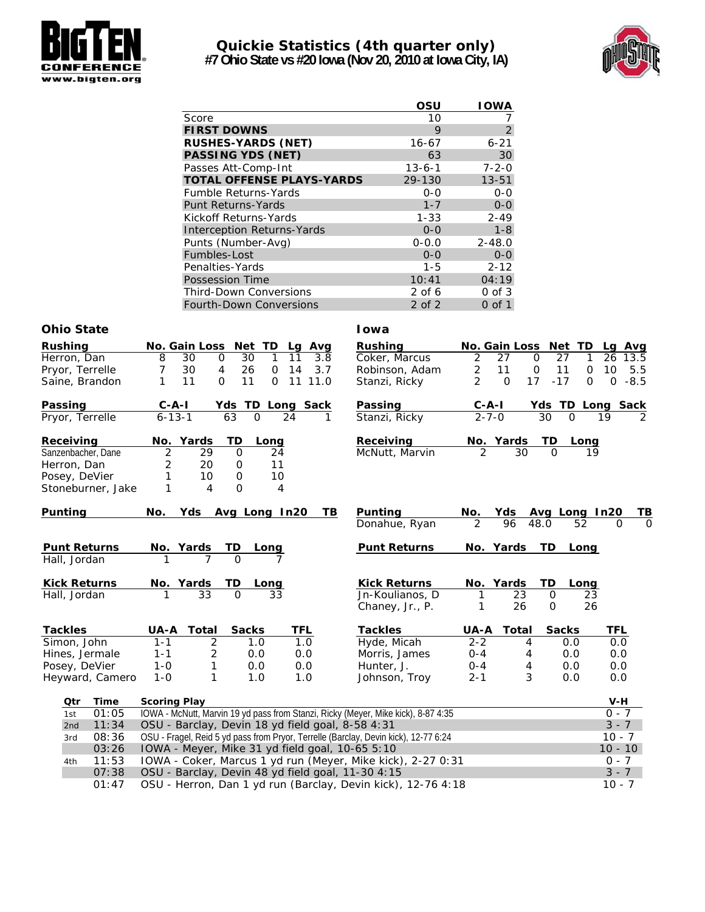# Quickie Statistics (4th quarter only)
## #7 Ohio State vs #20 Iowa (Nov 20, 2010 at Iowa City, IA)

| | OSU | IOWA |
|---|---|---|
| Score | 10 | 7 |
| **FIRST DOWNS** | 9 | 2 |
| **RUSHES-YARDS (NET)** | 16-67 | 6-21 |
| **PASSING YDS (NET)** | 63 | 30 |
| Passes Att-Comp-Int | 13-6-1 | 7-2-0 |
| **TOTAL OFFENSE PLAYS-YARDS** | 29-130 | 13-51 |
| Fumble Returns-Yards | 0-0 | 0-0 |
| Punt Returns-Yards | 1-7 | 0-0 |
| Kickoff Returns-Yards | 1-33 | 2-49 |
| Interception Returns-Yards | 0-0 | 1-8 |
| Punts (Number-Avg) | 0-0.0 | 2-48.0 |
| Fumbles-Lost | 0-0 | 0-0 |
| Penalties-Yards | 1-5 | 2-12 |
| Possession Time | 10:41 | 04:19 |
| Third-Down Conversions | 2 of 6 | 0 of 3 |
| Fourth-Down Conversions | 2 of 2 | 0 of 1 |

### Ohio State

| Rushing | No. | Gain | Loss | Net | TD | Lg | Avg |
|---|---|---|---|---|---|---|---|
| Herron, Dan | 8 | 30 | 0 | 30 | 1 | 11 | 3.8 |
| Pryor, Terrelle | 7 | 30 | 4 | 26 | 0 | 14 | 3.7 |
| Saine, Brandon | 1 | 11 | 0 | 11 | 0 | 11 | 11.0 |

| Passing | C-A-I | Yds | TD | Long | Sack |
|---|---|---|---|---|---|
| Pryor, Terrelle | 6-13-1 | 63 | 0 | 24 | 1 |

| Receiving | No. | Yards | TD | Long |
|---|---|---|---|---|
| Sanzenbacher, Dane | 2 | 29 | 0 | 24 |
| Herron, Dan | 2 | 20 | 0 | 11 |
| Posey, DeVier | 1 | 10 | 0 | 10 |
| Stoneburner, Jake | 1 | 4 | 0 | 4 |

| Punting | No. | Yds | Avg | Long | In20 | TB |
|---|---|---|---|---|---|---|

| Punt Returns | No. | Yards | TD | Long |
|---|---|---|---|---|
| Hall, Jordan | 1 | 7 | 0 | 7 |

| Kick Returns | No. | Yards | TD | Long |
|---|---|---|---|---|
| Hall, Jordan | 1 | 33 | 0 | 33 |

| Tackles | UA-A | Total | Sacks | TFL |
|---|---|---|---|---|
| Simon, John | 1-1 | 2 | 1.0 | 1.0 |
| Hines, Jermale | 1-1 | 2 | 0.0 | 0.0 |
| Posey, DeVier | 1-0 | 1 | 0.0 | 0.0 |
| Heyward, Camero | 1-0 | 1 | 1.0 | 1.0 |

### Iowa

| Rushing | No. | Gain | Loss | Net | TD | Lg | Avg |
|---|---|---|---|---|---|---|---|
| Coker, Marcus | 2 | 27 | 0 | 27 | 1 | 26 | 13.5 |
| Robinson, Adam | 2 | 11 | 0 | 11 | 0 | 10 | 5.5 |
| Stanzi, Ricky | 2 | 0 | 17 | -17 | 0 | 0 | -8.5 |

| Passing | C-A-I | Yds | TD | Long | Sack |
|---|---|---|---|---|---|
| Stanzi, Ricky | 2-7-0 | 30 | 0 | 19 | 2 |

| Receiving | No. | Yards | TD | Long |
|---|---|---|---|---|
| McNutt, Marvin | 2 | 30 | 0 | 19 |

| Punting | No. | Yds | Avg | Long | In20 | TB |
|---|---|---|---|---|---|---|
| Donahue, Ryan | 2 | 96 | 48.0 | 52 | 0 | 0 |

| Punt Returns | No. | Yards | TD | Long |
|---|---|---|---|---|

| Kick Returns | No. | Yards | TD | Long |
|---|---|---|---|---|
| Jn-Koulianos, D | 1 | 23 | 0 | 23 |
| Chaney, Jr., P. | 1 | 26 | 0 | 26 |

| Tackles | UA-A | Total | Sacks | TFL |
|---|---|---|---|---|
| Hyde, Micah | 2-2 | 4 | 0.0 | 0.0 |
| Morris, James | 0-4 | 4 | 0.0 | 0.0 |
| Hunter, J. | 0-4 | 4 | 0.0 | 0.0 |
| Johnson, Troy | 2-1 | 3 | 0.0 | 0.0 |

| Qtr | Time | Scoring Play | V-H |
|---|---|---|---|
| 1st | 01:05 | IOWA - McNutt, Marvin 19 yd pass from Stanzi, Ricky (Meyer, Mike kick), 8-87 4:35 | 0 - 7 |
| 2nd | 11:34 | OSU - Barclay, Devin 18 yd field goal, 8-58 4:31 | 3 - 7 |
| 3rd | 08:36 | OSU - Fragel, Reid 5 yd pass from Pryor, Terrelle (Barclay, Devin kick), 12-77 6:24 | 10 - 7 |
| | 03:26 | IOWA - Meyer, Mike 31 yd field goal, 10-65 5:10 | 10 - 10 |
| 4th | 11:53 | IOWA - Coker, Marcus 1 yd run (Meyer, Mike kick), 2-27 0:31 | 0 - 7 |
| | 07:38 | OSU - Barclay, Devin 48 yd field goal, 11-30 4:15 | 3 - 7 |
| | 01:47 | OSU - Herron, Dan 1 yd run (Barclay, Devin kick), 12-76 4:18 | 10 - 7 |